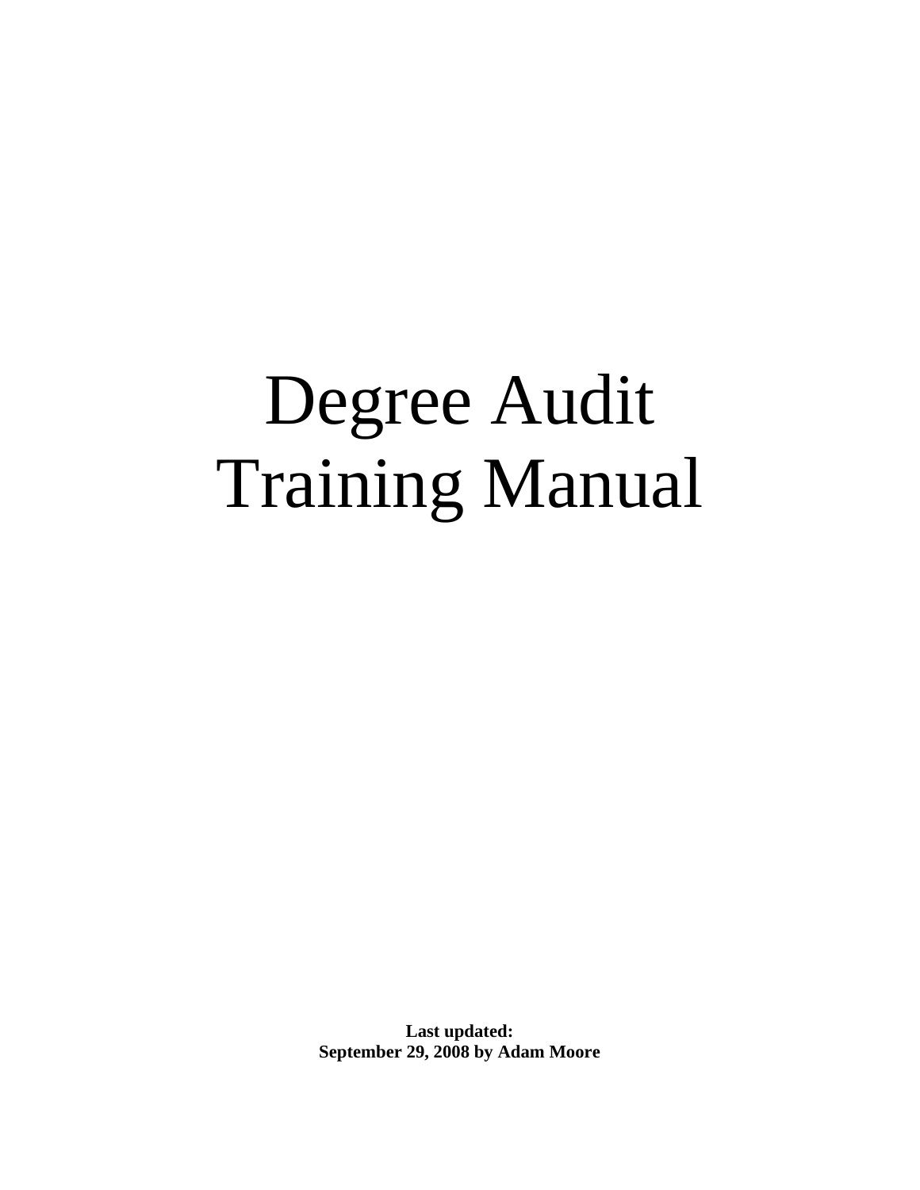# Degree Audit Training Manual

**Last updated:**
**September 29, 2008 by Adam Moore**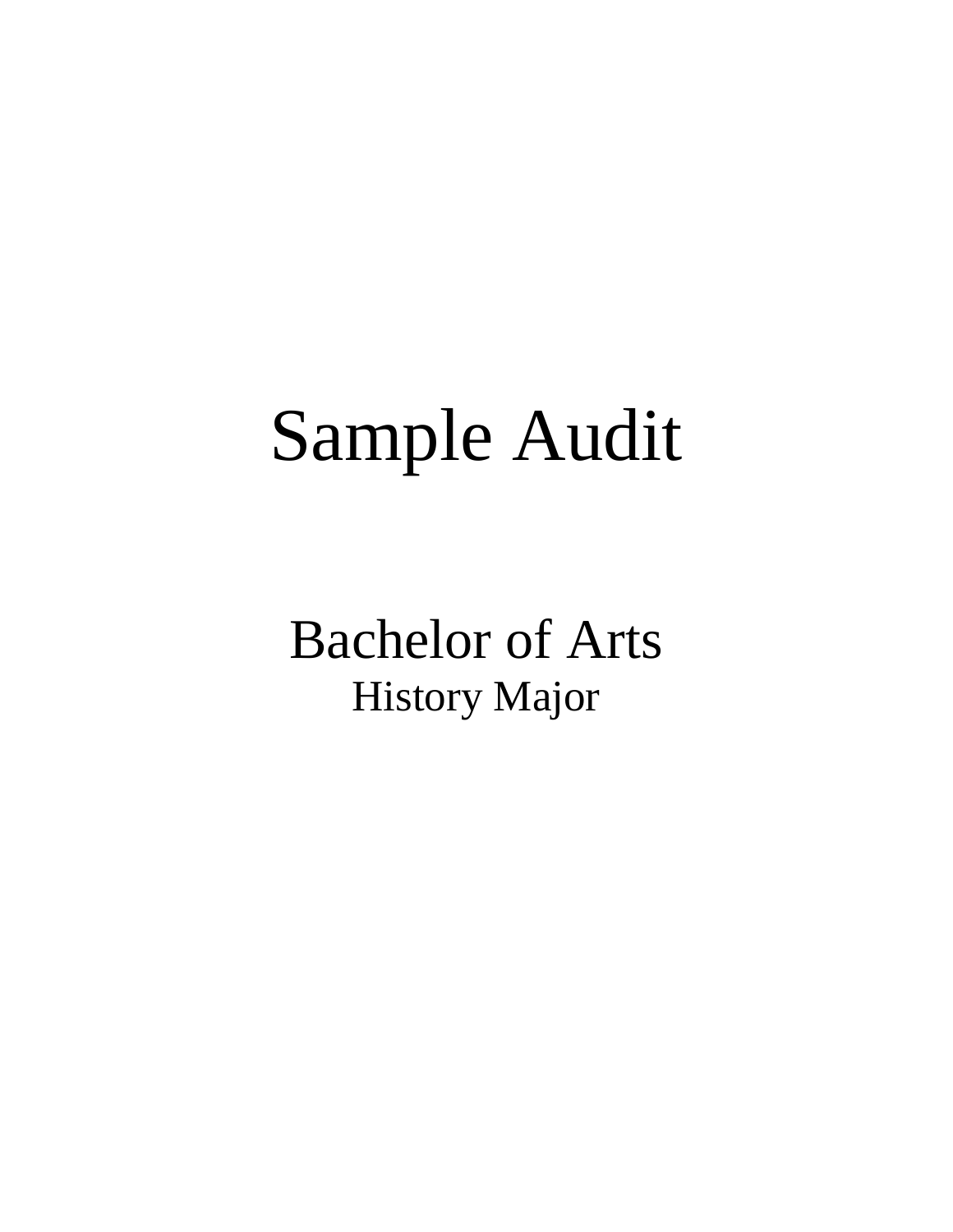# Sample Audit

## Bachelor of Arts

### History Major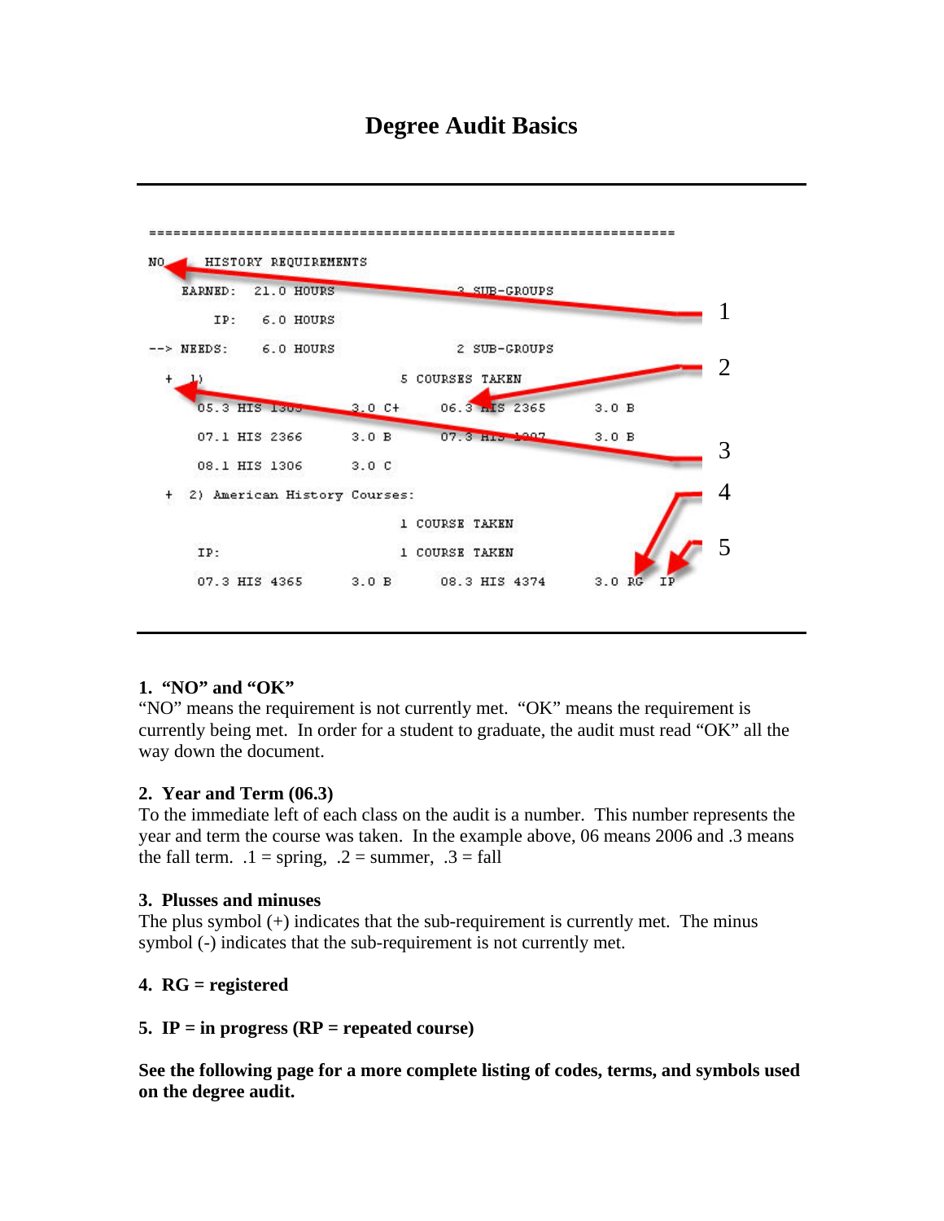# Degree Audit Basics

```
================================================================
NO      HISTORY REQUIREMENTS
    EARNED:   21.0 HOURS                   3 SUB-GROUPS
        IP:    6.0 HOURS
--> NEEDS:     6.0 HOURS                   2 SUB-GROUPS
  +  1)                          5 COURSES TAKEN
      05.3 HIS 1305       3.0 C+     06.3 HIS 2365       3.0 B
      07.1 HIS 2366       3.0 B      07.3 HIS 1307       3.0 B
      08.1 HIS 1306       3.0 C
  +  2) American History Courses:
                                 1 COURSE TAKEN
      IP:                        1 COURSE TAKEN
      07.3 HIS 4365       3.0 B      08.3 HIS 4374       3.0 RG  IP
```

**1. "NO" and "OK"**
"NO" means the requirement is not currently met. "OK" means the requirement is currently being met. In order for a student to graduate, the audit must read "OK" all the way down the document.

**2. Year and Term (06.3)**
To the immediate left of each class on the audit is a number. This number represents the year and term the course was taken. In the example above, 06 means 2006 and .3 means the fall term. .1 = spring, .2 = summer, .3 = fall

**3. Plusses and minuses**
The plus symbol (+) indicates that the sub-requirement is currently met. The minus symbol (-) indicates that the sub-requirement is not currently met.

**4. RG = registered**

**5. IP = in progress (RP = repeated course)**

**See the following page for a more complete listing of codes, terms, and symbols used on the degree audit.**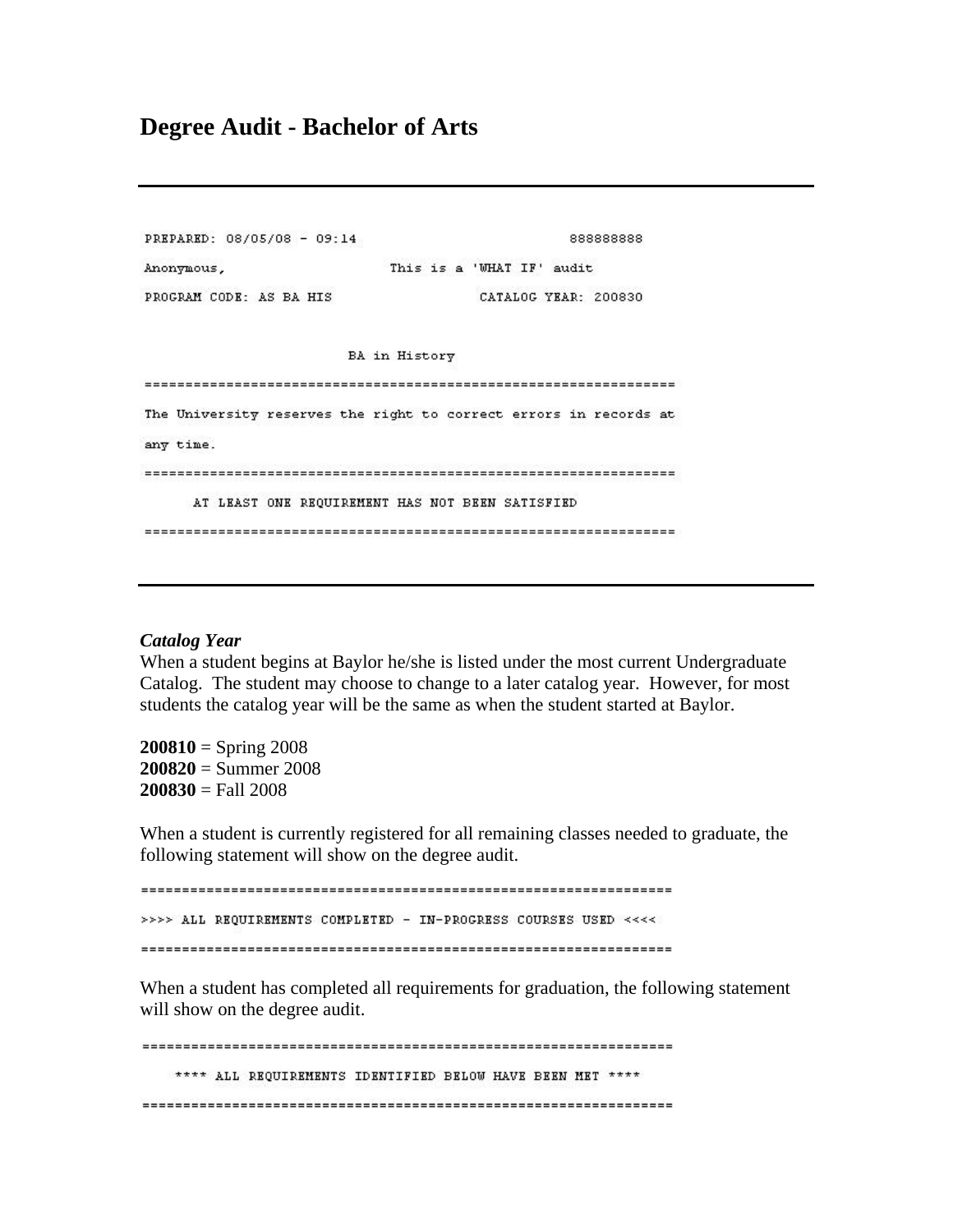# Degree Audit - Bachelor of Arts

---

```
PREPARED: 08/05/08 - 09:14                              888888888
Anonymous,                    This is a 'WHAT IF' audit
PROGRAM CODE: AS BA HIS                 CATALOG YEAR: 200830

                         BA in History
=================================================================
The University reserves the right to correct errors in records at
any time.
=================================================================
      AT LEAST ONE REQUIREMENT HAS NOT BEEN SATISFIED
=================================================================
```

---

***Catalog Year***

When a student begins at Baylor he/she is listed under the most current Undergraduate Catalog. The student may choose to change to a later catalog year. However, for most students the catalog year will be the same as when the student started at Baylor.

**200810** = Spring 2008
**200820** = Summer 2008
**200830** = Fall 2008

When a student is currently registered for all remaining classes needed to graduate, the following statement will show on the degree audit.

```
=================================================================
>>>> ALL REQUIREMENTS COMPLETED - IN-PROGRESS COURSES USED <<<<
=================================================================
```

When a student has completed all requirements for graduation, the following statement will show on the degree audit.

```
=================================================================
    **** ALL REQUIREMENTS IDENTIFIED BELOW HAVE BEEN MET ****
=================================================================
```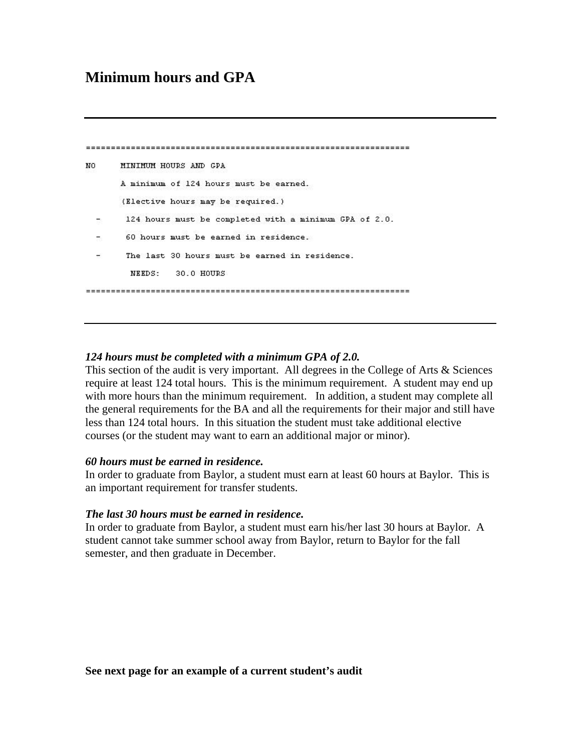# Minimum hours and GPA

```
================================================================
NO      MINIMUM HOURS AND GPA
        A minimum of 124 hours must be earned.
        (Elective hours may be required.)
  -      124 hours must be completed with a minimum GPA of 2.0.
  -      60 hours must be earned in residence.
  -      The last 30 hours must be earned in residence.
          NEEDS:   30.0 HOURS
================================================================
```

***124 hours must be completed with a minimum GPA of 2.0.***

This section of the audit is very important. All degrees in the College of Arts & Sciences require at least 124 total hours. This is the minimum requirement. A student may end up with more hours than the minimum requirement. In addition, a student may complete all the general requirements for the BA and all the requirements for their major and still have less than 124 total hours. In this situation the student must take additional elective courses (or the student may want to earn an additional major or minor).

***60 hours must be earned in residence.***

In order to graduate from Baylor, a student must earn at least 60 hours at Baylor. This is an important requirement for transfer students.

***The last 30 hours must be earned in residence.***

In order to graduate from Baylor, a student must earn his/her last 30 hours at Baylor. A student cannot take summer school away from Baylor, return to Baylor for the fall semester, and then graduate in December.

**See next page for an example of a current student's audit**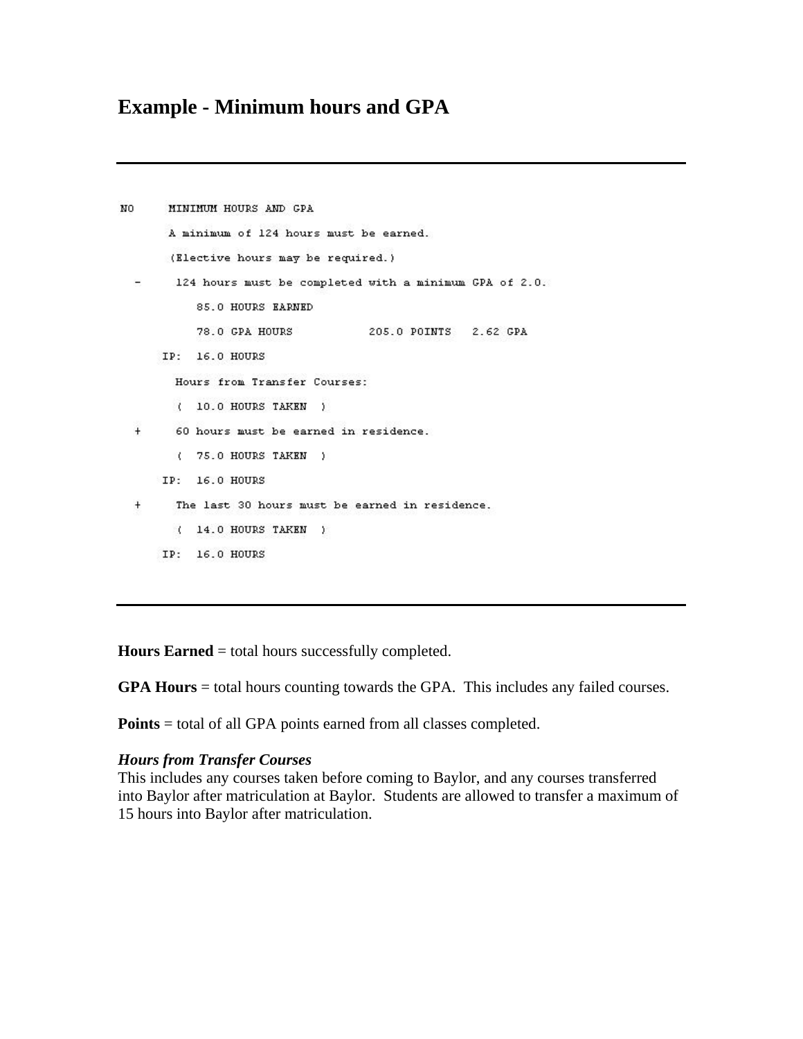# Example - Minimum hours and GPA

---

```
NO     MINIMUM HOURS AND GPA
       A minimum of 124 hours must be earned.
       (Elective hours may be required.)
  -     124 hours must be completed with a minimum GPA of 2.0.
          85.0 HOURS EARNED
          78.0 GPA HOURS          205.0 POINTS   2.62 GPA
      IP:  16.0 HOURS
        Hours from Transfer Courses:
        (  10.0 HOURS TAKEN  )
  +     60 hours must be earned in residence.
        (  75.0 HOURS TAKEN  )
      IP:  16.0 HOURS
  +     The last 30 hours must be earned in residence.
        (  14.0 HOURS TAKEN  )
      IP:  16.0 HOURS
```

---

**Hours Earned** = total hours successfully completed.

**GPA Hours** = total hours counting towards the GPA. This includes any failed courses.

**Points** = total of all GPA points earned from all classes completed.

***Hours from Transfer Courses***
This includes any courses taken before coming to Baylor, and any courses transferred into Baylor after matriculation at Baylor. Students are allowed to transfer a maximum of 15 hours into Baylor after matriculation.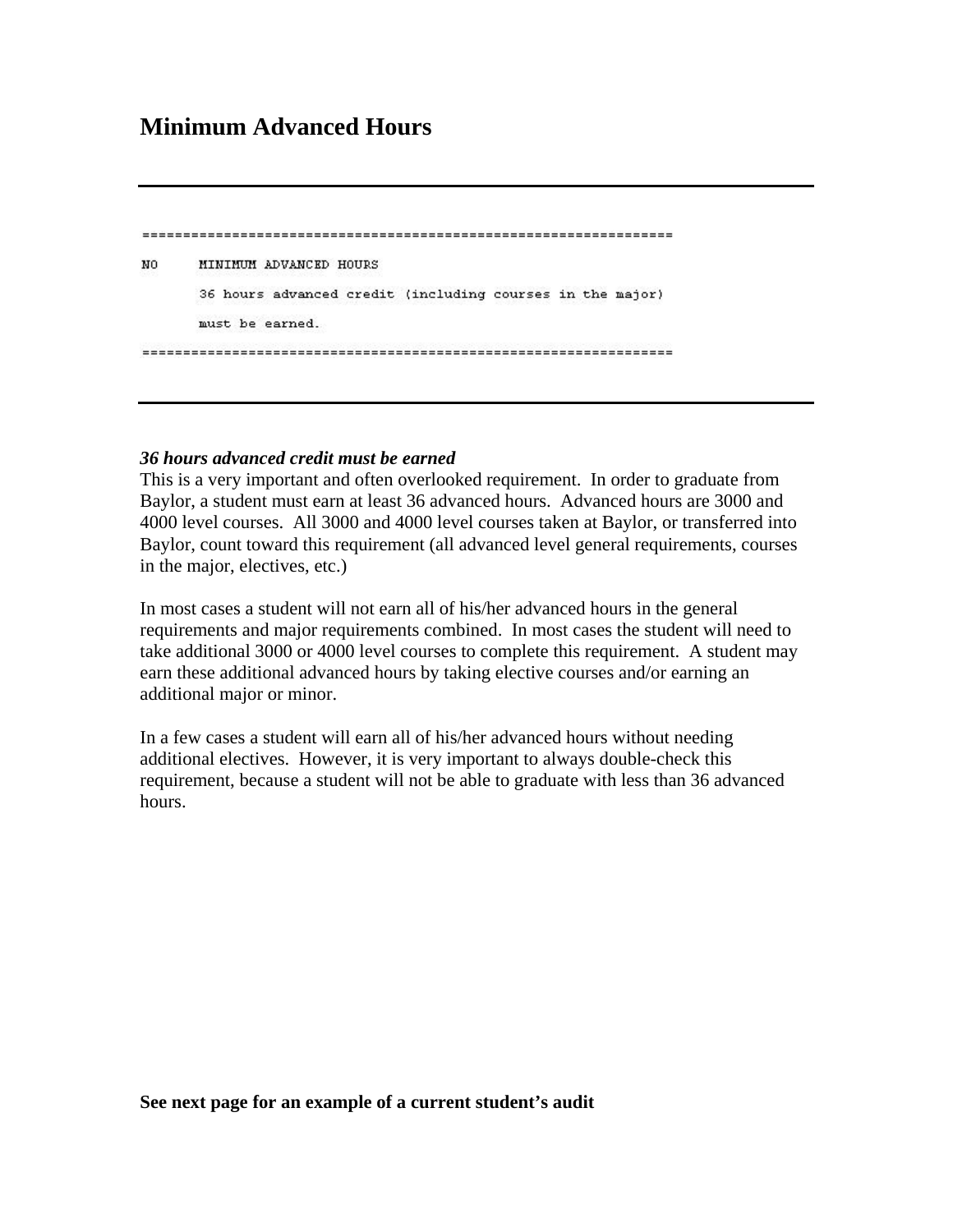# Minimum Advanced Hours

```
================================================================
NO     MINIMUM ADVANCED HOURS
       36 hours advanced credit (including courses in the major)
       must be earned.
================================================================
```

***36 hours advanced credit must be earned***

This is a very important and often overlooked requirement. In order to graduate from Baylor, a student must earn at least 36 advanced hours. Advanced hours are 3000 and 4000 level courses. All 3000 and 4000 level courses taken at Baylor, or transferred into Baylor, count toward this requirement (all advanced level general requirements, courses in the major, electives, etc.)

In most cases a student will not earn all of his/her advanced hours in the general requirements and major requirements combined. In most cases the student will need to take additional 3000 or 4000 level courses to complete this requirement. A student may earn these additional advanced hours by taking elective courses and/or earning an additional major or minor.

In a few cases a student will earn all of his/her advanced hours without needing additional electives. However, it is very important to always double-check this requirement, because a student will not be able to graduate with less than 36 advanced hours.

**See next page for an example of a current student's audit**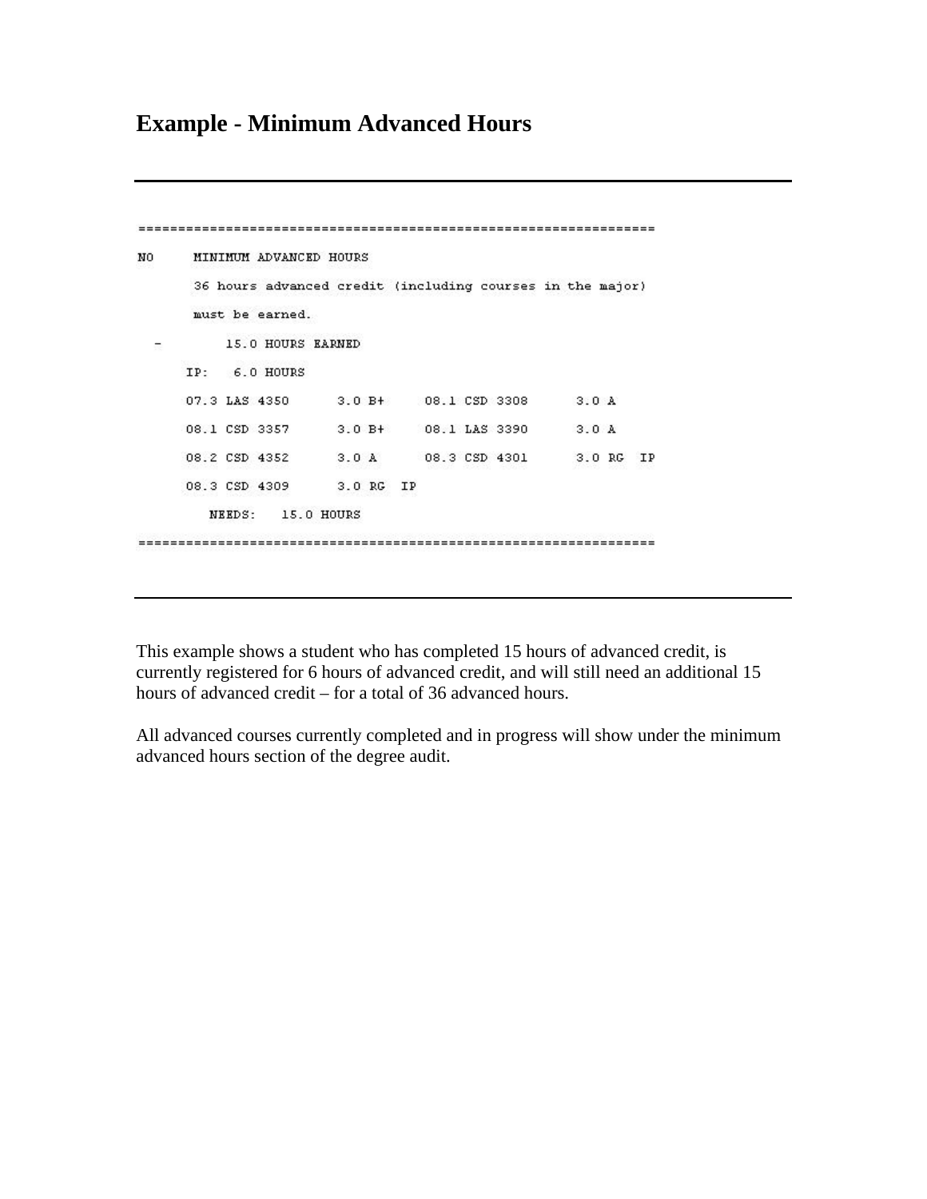# Example - Minimum Advanced Hours

---

```
=================================================================
NO     MINIMUM ADVANCED HOURS
       36 hours advanced credit (including courses in the major)
       must be earned.
  -        15.0 HOURS EARNED
      IP:   6.0 HOURS
      07.3 LAS 4350      3.0 B+     08.1 CSD 3308      3.0 A
      08.1 CSD 3357      3.0 B+     08.1 LAS 3390      3.0 A
      08.2 CSD 4352      3.0 A      08.3 CSD 4301      3.0 RG  IP
      08.3 CSD 4309      3.0 RG  IP
         NEEDS:   15.0 HOURS
=================================================================
```

---

This example shows a student who has completed 15 hours of advanced credit, is currently registered for 6 hours of advanced credit, and will still need an additional 15 hours of advanced credit – for a total of 36 advanced hours.

All advanced courses currently completed and in progress will show under the minimum advanced hours section of the degree audit.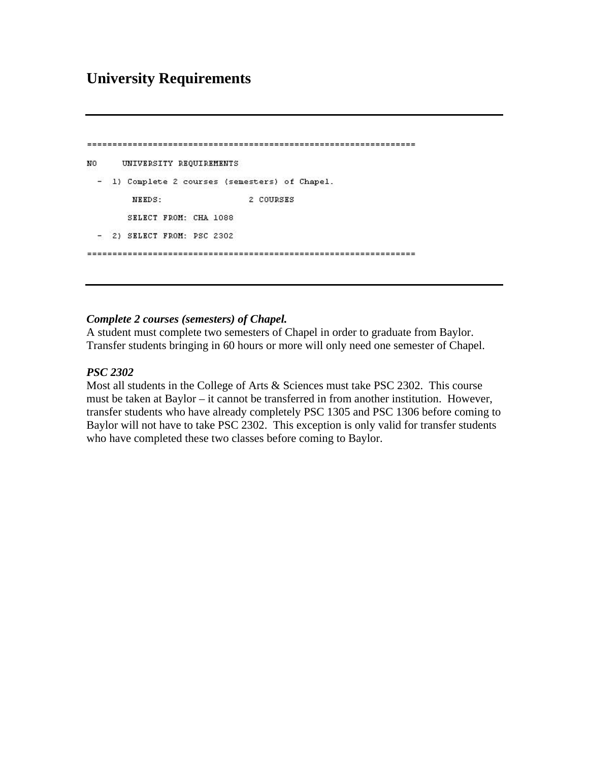# University Requirements

---

```
================================================================
NO     UNIVERSITY REQUIREMENTS
  -  1) Complete 2 courses (semesters) of Chapel.
        NEEDS:              2 COURSES
        SELECT FROM: CHA 1088
  -  2) SELECT FROM: PSC 2302
================================================================
```

---

***Complete 2 courses (semesters) of Chapel.***
A student must complete two semesters of Chapel in order to graduate from Baylor. Transfer students bringing in 60 hours or more will only need one semester of Chapel.

***PSC 2302***
Most all students in the College of Arts & Sciences must take PSC 2302. This course must be taken at Baylor – it cannot be transferred in from another institution. However, transfer students who have already completely PSC 1305 and PSC 1306 before coming to Baylor will not have to take PSC 2302. This exception is only valid for transfer students who have completed these two classes before coming to Baylor.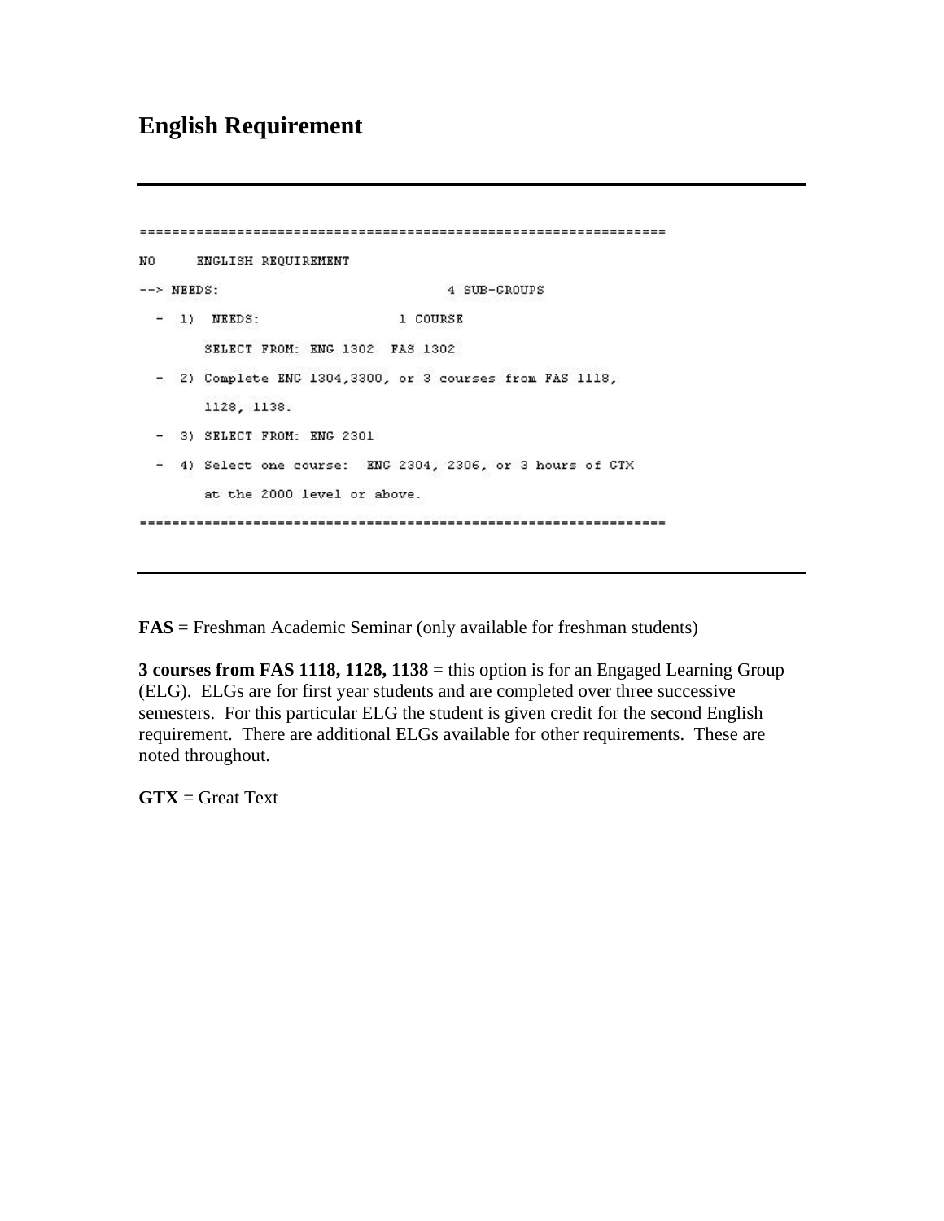# English Requirement

---

```
=================================================================
NO     ENGLISH REQUIREMENT
--> NEEDS:                          4 SUB-GROUPS
  -  1)  NEEDS:                 1 COURSE
        SELECT FROM: ENG 1302  FAS 1302
  -  2) Complete ENG 1304,3300, or 3 courses from FAS 1118,
        1128, 1138.
  -  3) SELECT FROM: ENG 2301
  -  4) Select one course:  ENG 2304, 2306, or 3 hours of GTX
        at the 2000 level or above.
=================================================================
```

---

**FAS** = Freshman Academic Seminar (only available for freshman students)

**3 courses from FAS 1118, 1128, 1138** = this option is for an Engaged Learning Group (ELG). ELGs are for first year students and are completed over three successive semesters. For this particular ELG the student is given credit for the second English requirement. There are additional ELGs available for other requirements. These are noted throughout.

**GTX** = Great Text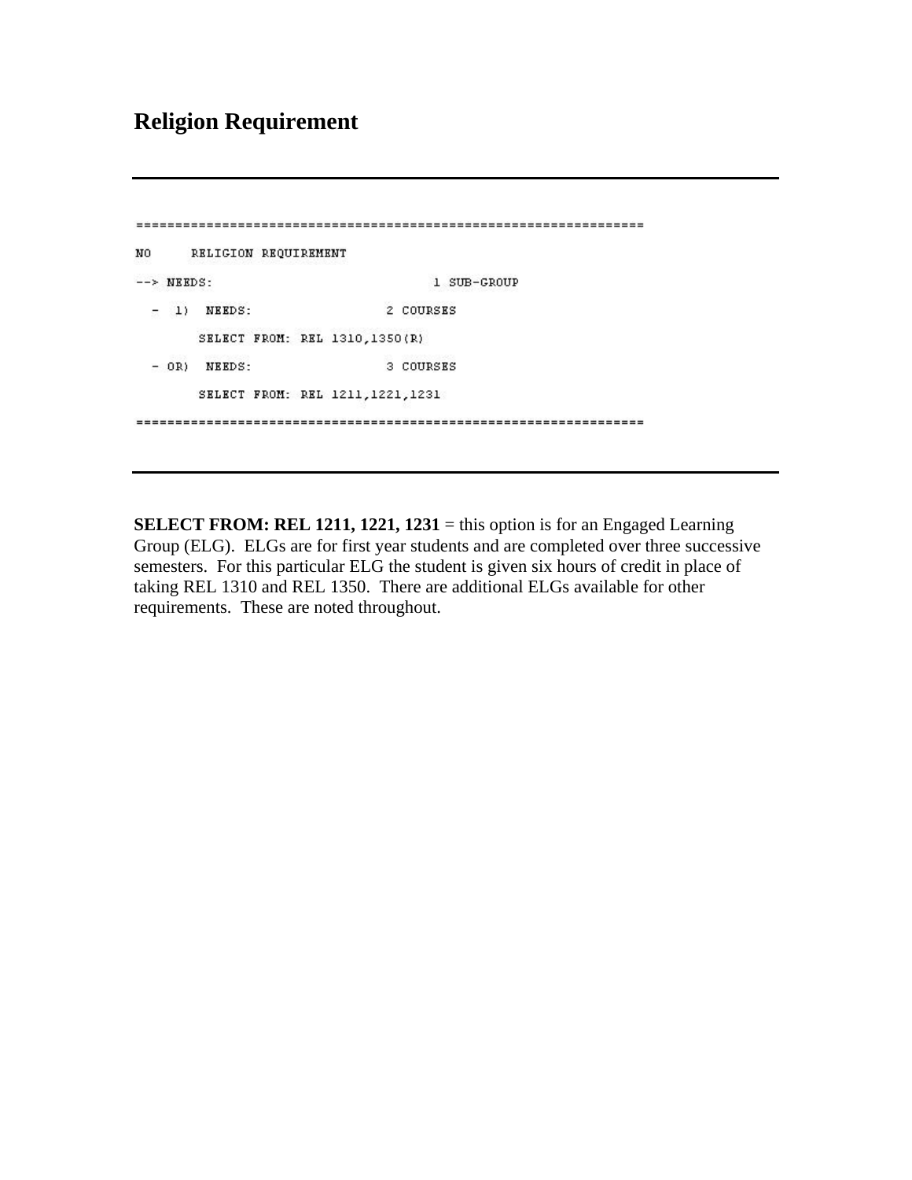# Religion Requirement

---

```
================================================================
NO     RELIGION REQUIREMENT
--> NEEDS:                          1 SUB-GROUP
  -  1)  NEEDS:                2 COURSES
        SELECT FROM: REL 1310,1350(R)
  - OR)  NEEDS:                3 COURSES
        SELECT FROM: REL 1211,1221,1231
================================================================
```

---

**SELECT FROM: REL 1211, 1221, 1231** = this option is for an Engaged Learning Group (ELG). ELGs are for first year students and are completed over three successive semesters. For this particular ELG the student is given six hours of credit in place of taking REL 1310 and REL 1350. There are additional ELGs available for other requirements. These are noted throughout.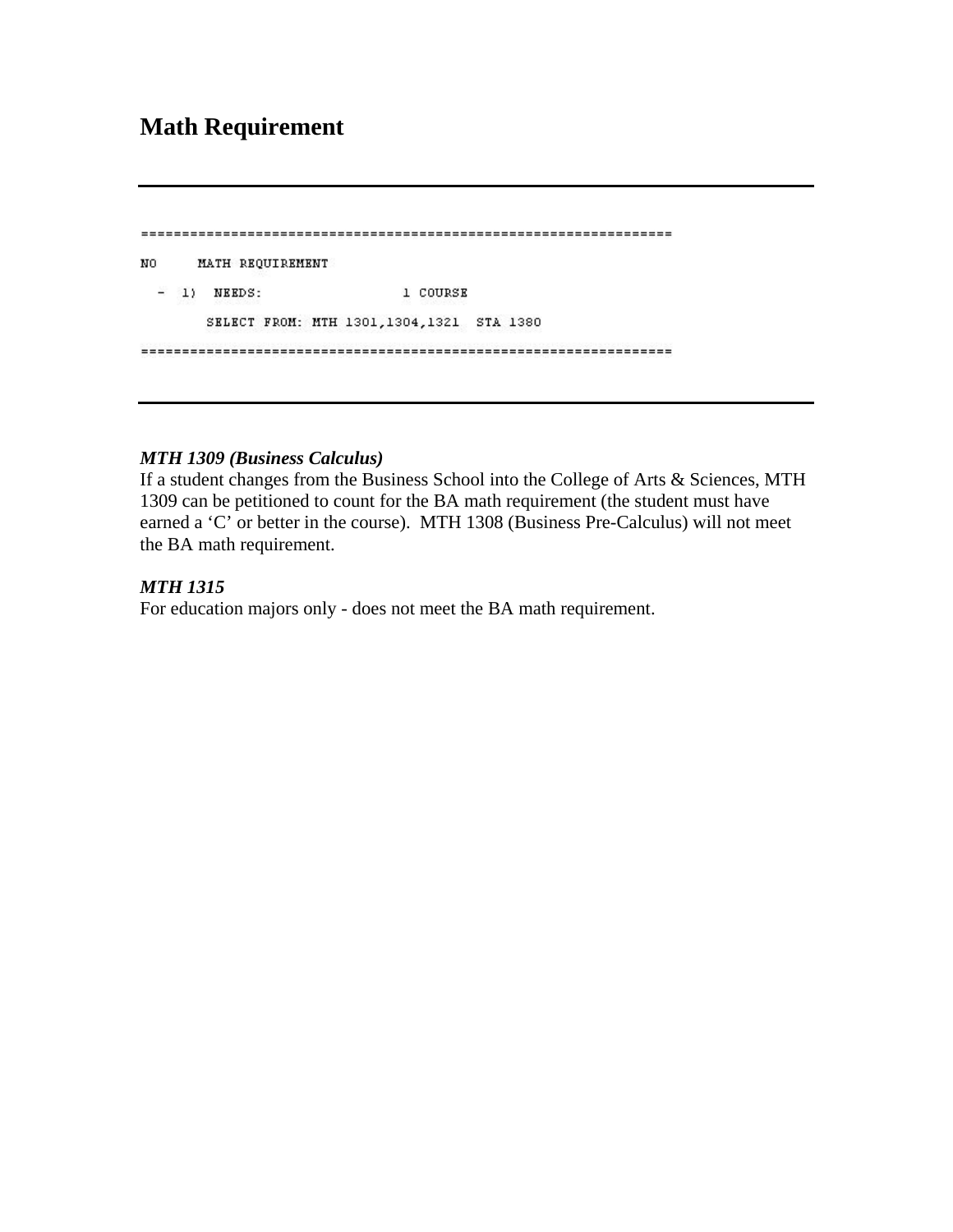# Math Requirement

---

```
================================================================
NO     MATH REQUIREMENT
  -  1)  NEEDS:                1 COURSE
        SELECT FROM: MTH 1301,1304,1321  STA 1380
================================================================
```

---

***MTH 1309 (Business Calculus)***
If a student changes from the Business School into the College of Arts & Sciences, MTH 1309 can be petitioned to count for the BA math requirement (the student must have earned a 'C' or better in the course). MTH 1308 (Business Pre-Calculus) will not meet the BA math requirement.

***MTH 1315***
For education majors only - does not meet the BA math requirement.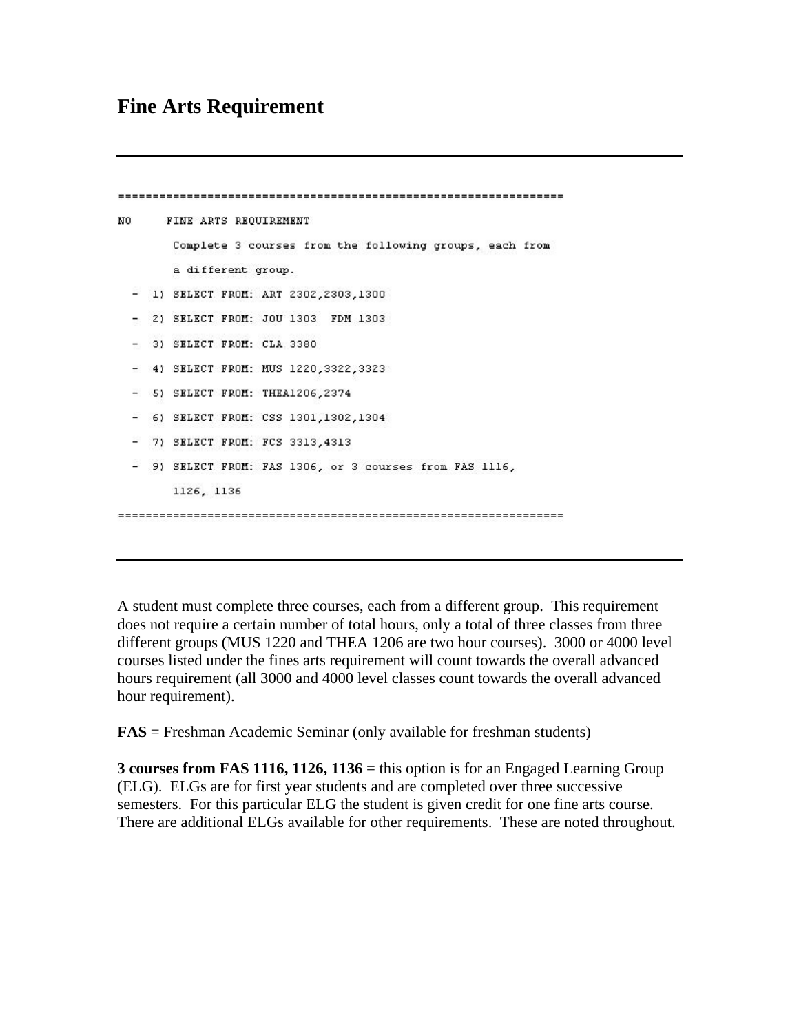# Fine Arts Requirement

```
================================================================
NO     FINE ARTS REQUIREMENT
        Complete 3 courses from the following groups, each from
        a different group.
  -  1) SELECT FROM: ART 2302,2303,1300
  -  2) SELECT FROM: JOU 1303  FDM 1303
  -  3) SELECT FROM: CLA 3380
  -  4) SELECT FROM: MUS 1220,3322,3323
  -  5) SELECT FROM: THEA1206,2374
  -  6) SELECT FROM: CSS 1301,1302,1304
  -  7) SELECT FROM: FCS 3313,4313
  -  9) SELECT FROM: FAS 1306, or 3 courses from FAS 1116,
        1126, 1136
================================================================
```

A student must complete three courses, each from a different group. This requirement does not require a certain number of total hours, only a total of three classes from three different groups (MUS 1220 and THEA 1206 are two hour courses). 3000 or 4000 level courses listed under the fines arts requirement will count towards the overall advanced hours requirement (all 3000 and 4000 level classes count towards the overall advanced hour requirement).

**FAS** = Freshman Academic Seminar (only available for freshman students)

**3 courses from FAS 1116, 1126, 1136** = this option is for an Engaged Learning Group (ELG). ELGs are for first year students and are completed over three successive semesters. For this particular ELG the student is given credit for one fine arts course. There are additional ELGs available for other requirements. These are noted throughout.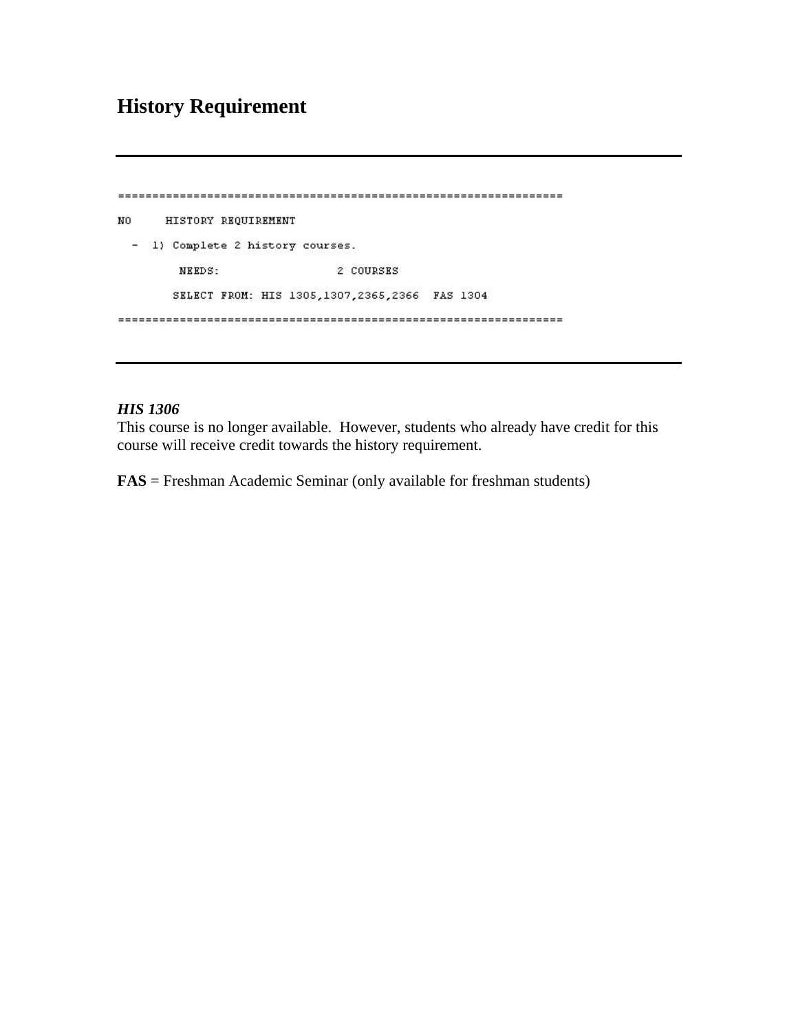# History Requirement

---

```
=================================================================
NO     HISTORY REQUIREMENT
  -  1) Complete 2 history courses.
         NEEDS:                2 COURSES
        SELECT FROM: HIS 1305,1307,2365,2366  FAS 1304
=================================================================
```

---

***HIS 1306***

This course is no longer available. However, students who already have credit for this course will receive credit towards the history requirement.

**FAS** = Freshman Academic Seminar (only available for freshman students)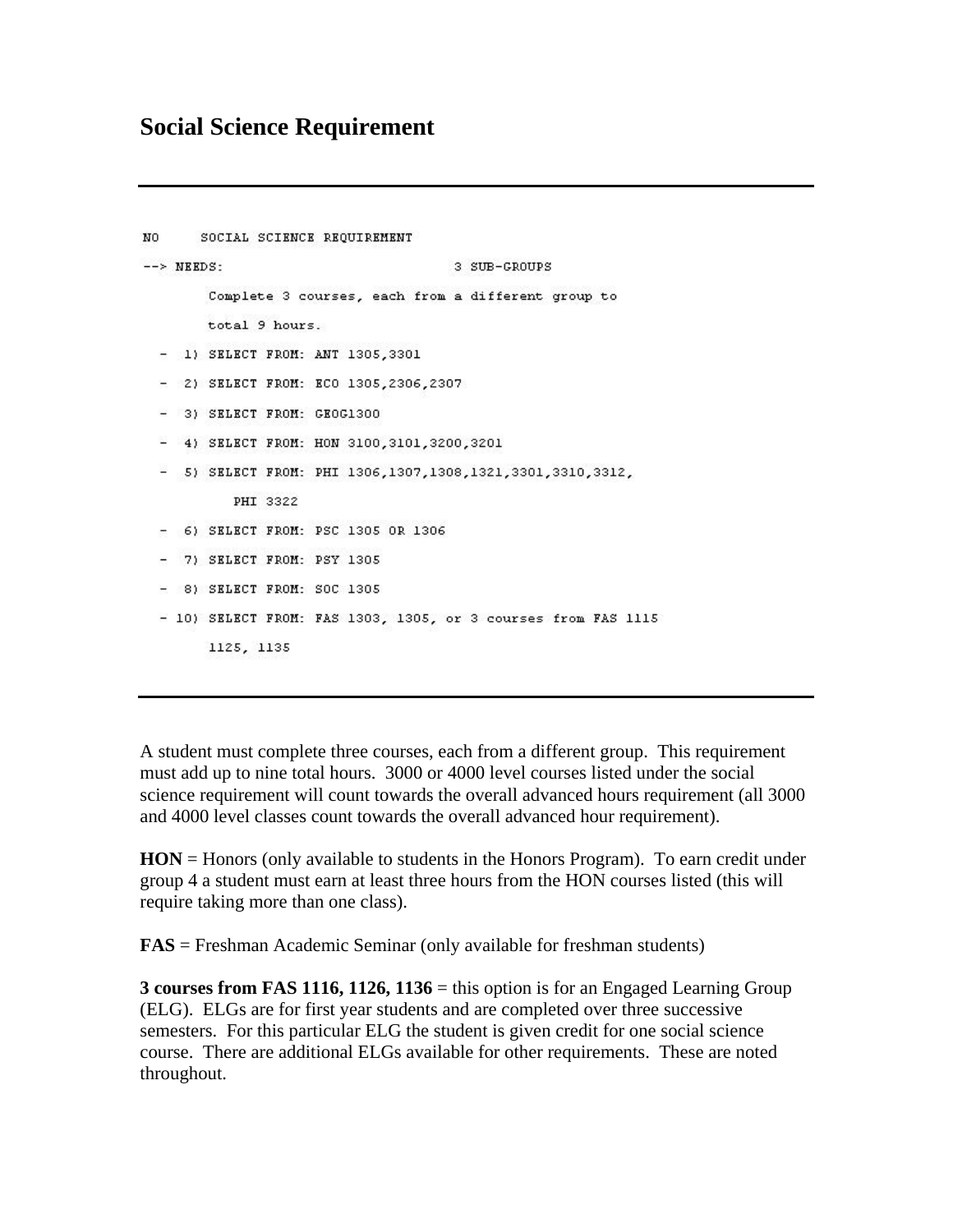# Social Science Requirement

---

```
NO      SOCIAL SCIENCE REQUIREMENT
--> NEEDS:                          3 SUB-GROUPS
        Complete 3 courses, each from a different group to
        total 9 hours.
  -  1) SELECT FROM: ANT 1305,3301
  -  2) SELECT FROM: ECO 1305,2306,2307
  -  3) SELECT FROM: GEOG1300
  -  4) SELECT FROM: HON 3100,3101,3200,3201
  -  5) SELECT FROM: PHI 1306,1307,1308,1321,3301,3310,3312,
            PHI 3322
  -  6) SELECT FROM: PSC 1305 OR 1306
  -  7) SELECT FROM: PSY 1305
  -  8) SELECT FROM: SOC 1305
  - 10) SELECT FROM: FAS 1303, 1305, or 3 courses from FAS 1115
        1125, 1135
```

---

A student must complete three courses, each from a different group. This requirement must add up to nine total hours. 3000 or 4000 level courses listed under the social science requirement will count towards the overall advanced hours requirement (all 3000 and 4000 level classes count towards the overall advanced hour requirement).

**HON** = Honors (only available to students in the Honors Program). To earn credit under group 4 a student must earn at least three hours from the HON courses listed (this will require taking more than one class).

**FAS** = Freshman Academic Seminar (only available for freshman students)

**3 courses from FAS 1116, 1126, 1136** = this option is for an Engaged Learning Group (ELG). ELGs are for first year students and are completed over three successive semesters. For this particular ELG the student is given credit for one social science course. There are additional ELGs available for other requirements. These are noted throughout.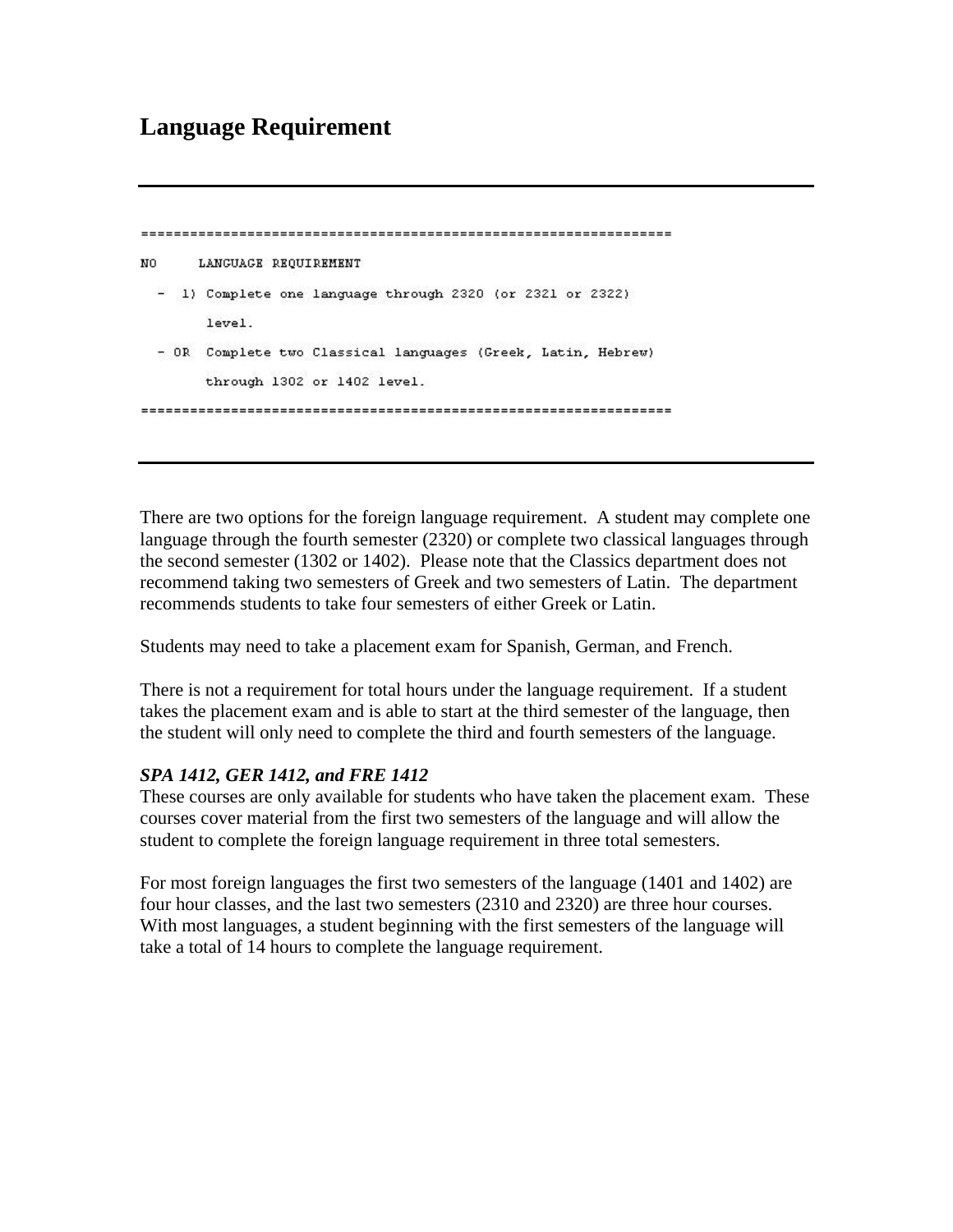# Language Requirement

---

```
================================================================
NO     LANGUAGE REQUIREMENT
  -  1) Complete one language through 2320 (or 2321 or 2322)
        level.
  - OR  Complete two Classical languages (Greek, Latin, Hebrew)
        through 1302 or 1402 level.
================================================================
```

---

There are two options for the foreign language requirement. A student may complete one language through the fourth semester (2320) or complete two classical languages through the second semester (1302 or 1402). Please note that the Classics department does not recommend taking two semesters of Greek and two semesters of Latin. The department recommends students to take four semesters of either Greek or Latin.

Students may need to take a placement exam for Spanish, German, and French.

There is not a requirement for total hours under the language requirement. If a student takes the placement exam and is able to start at the third semester of the language, then the student will only need to complete the third and fourth semesters of the language.

***SPA 1412, GER 1412, and FRE 1412***

These courses are only available for students who have taken the placement exam. These courses cover material from the first two semesters of the language and will allow the student to complete the foreign language requirement in three total semesters.

For most foreign languages the first two semesters of the language (1401 and 1402) are four hour classes, and the last two semesters (2310 and 2320) are three hour courses. With most languages, a student beginning with the first semesters of the language will take a total of 14 hours to complete the language requirement.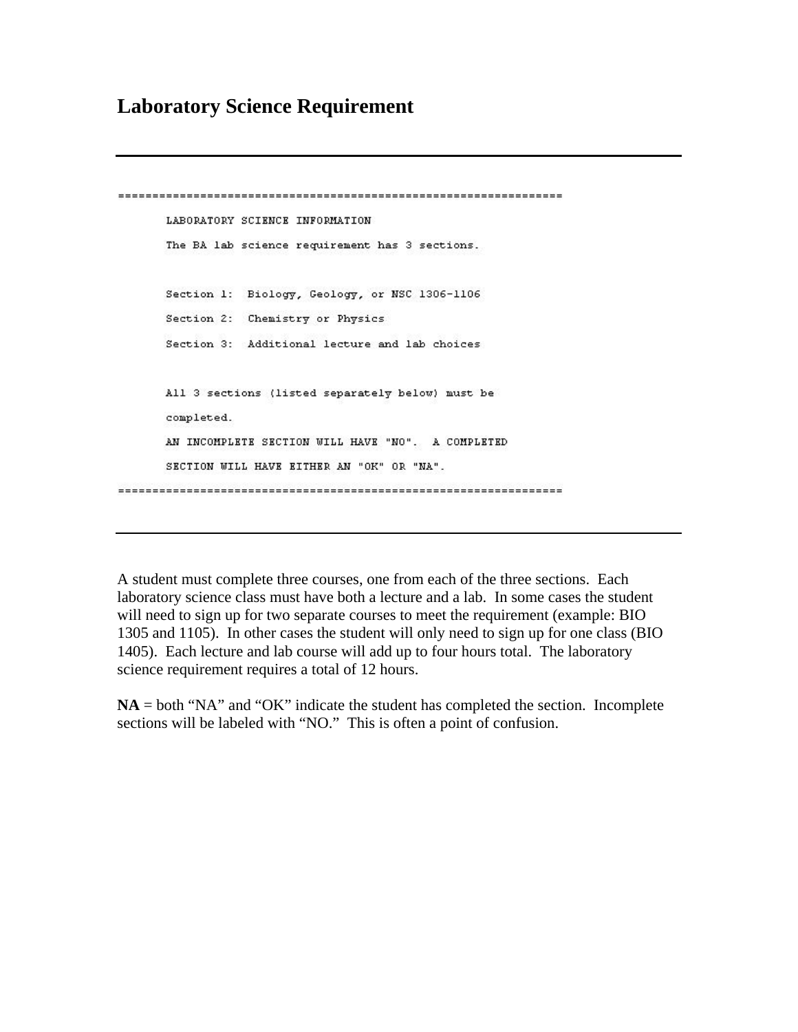# Laboratory Science Requirement

---

```
=================================================================
       LABORATORY SCIENCE INFORMATION
       The BA lab science requirement has 3 sections.

       Section 1:  Biology, Geology, or NSC 1306-1106
       Section 2:  Chemistry or Physics
       Section 3:  Additional lecture and lab choices

       All 3 sections (listed separately below) must be
       completed.
       AN INCOMPLETE SECTION WILL HAVE "NO".  A COMPLETED
       SECTION WILL HAVE EITHER AN "OK" OR "NA".
=================================================================
```

---

A student must complete three courses, one from each of the three sections. Each laboratory science class must have both a lecture and a lab. In some cases the student will need to sign up for two separate courses to meet the requirement (example: BIO 1305 and 1105). In other cases the student will only need to sign up for one class (BIO 1405). Each lecture and lab course will add up to four hours total. The laboratory science requirement requires a total of 12 hours.

**NA** = both "NA" and "OK" indicate the student has completed the section. Incomplete sections will be labeled with "NO." This is often a point of confusion.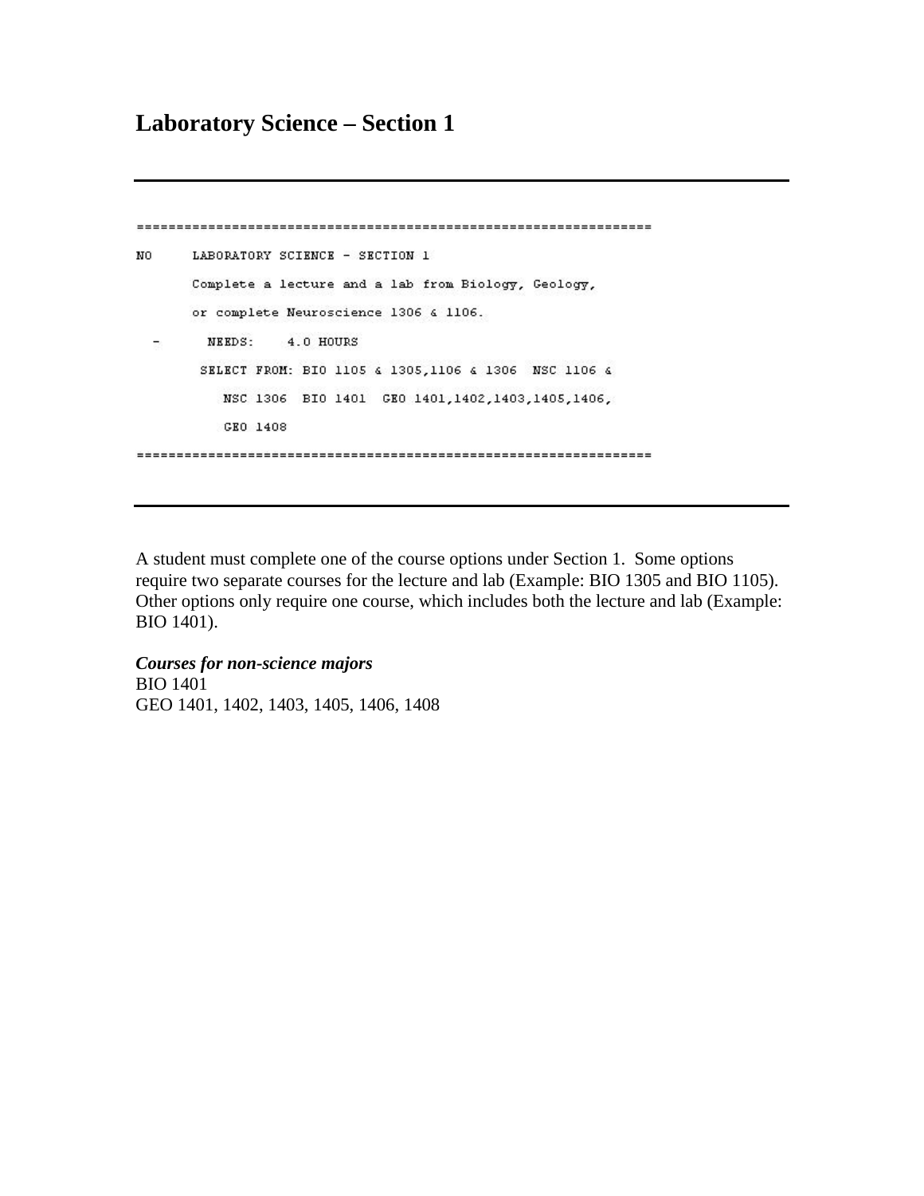## Laboratory Science – Section 1

---

```
=================================================================
NO     LABORATORY SCIENCE - SECTION 1
       Complete a lecture and a lab from Biology, Geology,
       or complete Neuroscience 1306 & 1106.
  -     NEEDS:    4.0 HOURS
        SELECT FROM: BIO 1105 & 1305,1106 & 1306  NSC 1106 &
          NSC 1306  BIO 1401  GEO 1401,1402,1403,1405,1406,
          GEO 1408
=================================================================
```

---

A student must complete one of the course options under Section 1. Some options require two separate courses for the lecture and lab (Example: BIO 1305 and BIO 1105). Other options only require one course, which includes both the lecture and lab (Example: BIO 1401).

***Courses for non-science majors***
BIO 1401
GEO 1401, 1402, 1403, 1405, 1406, 1408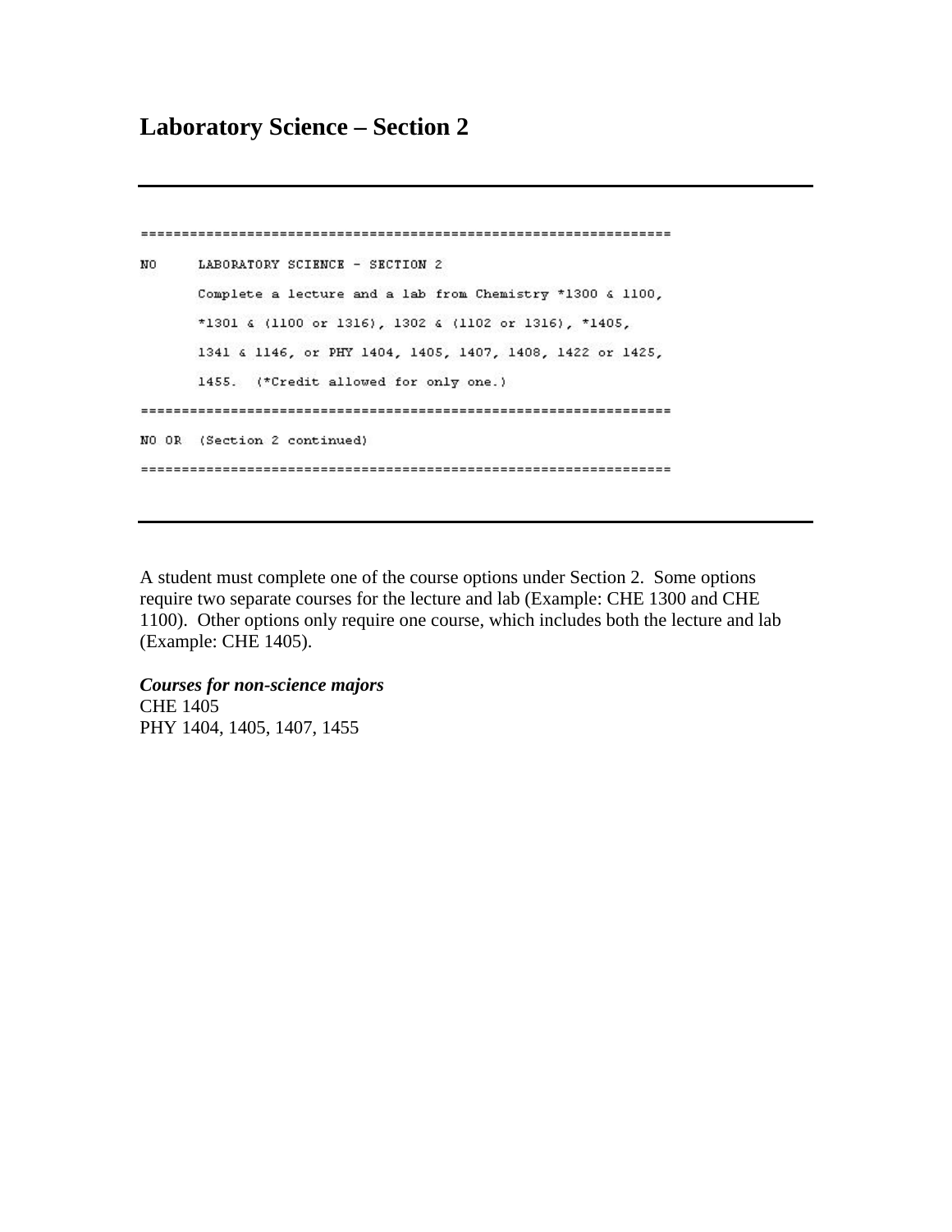# Laboratory Science – Section 2

---

```
================================================================
NO      LABORATORY SCIENCE - SECTION 2
        Complete a lecture and a lab from Chemistry *1300 & 1100,
        *1301 & (1100 or 1316), 1302 & (1102 or 1316), *1405,
        1341 & 1146, or PHY 1404, 1405, 1407, 1408, 1422 or 1425,
        1455.  (*Credit allowed for only one.)
================================================================
NO OR  (Section 2 continued)
================================================================
```

---

A student must complete one of the course options under Section 2. Some options require two separate courses for the lecture and lab (Example: CHE 1300 and CHE 1100). Other options only require one course, which includes both the lecture and lab (Example: CHE 1405).

***Courses for non-science majors***
CHE 1405
PHY 1404, 1405, 1407, 1455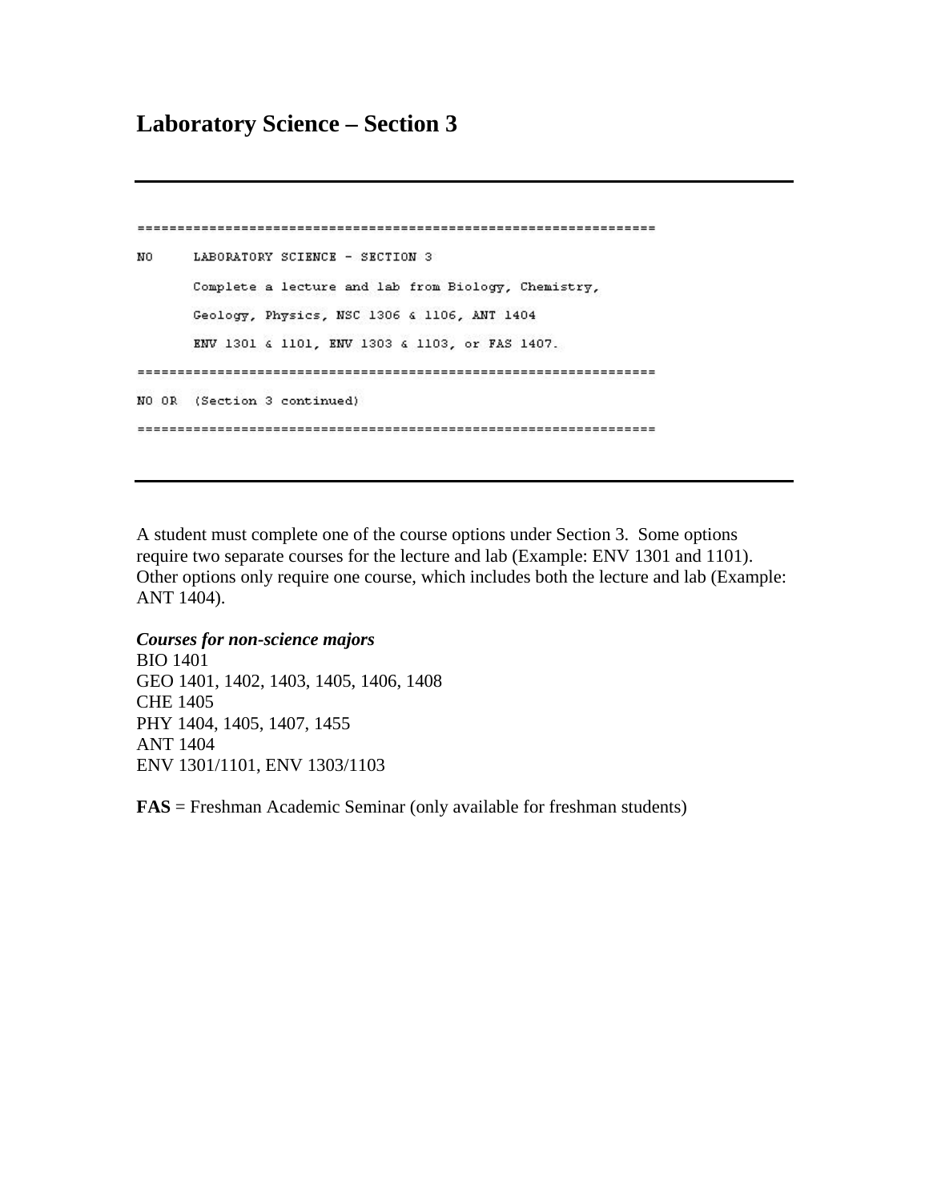# Laboratory Science – Section 3

```
================================================================
NO     LABORATORY SCIENCE - SECTION 3
       Complete a lecture and lab from Biology, Chemistry,
       Geology, Physics, NSC 1306 & 1106, ANT 1404
       ENV 1301 & 1101, ENV 1303 & 1103, or FAS 1407.
================================================================
NO OR  (Section 3 continued)
================================================================
```

A student must complete one of the course options under Section 3. Some options require two separate courses for the lecture and lab (Example: ENV 1301 and 1101). Other options only require one course, which includes both the lecture and lab (Example: ANT 1404).

***Courses for non-science majors***
BIO 1401
GEO 1401, 1402, 1403, 1405, 1406, 1408
CHE 1405
PHY 1404, 1405, 1407, 1455
ANT 1404
ENV 1301/1101, ENV 1303/1103

**FAS** = Freshman Academic Seminar (only available for freshman students)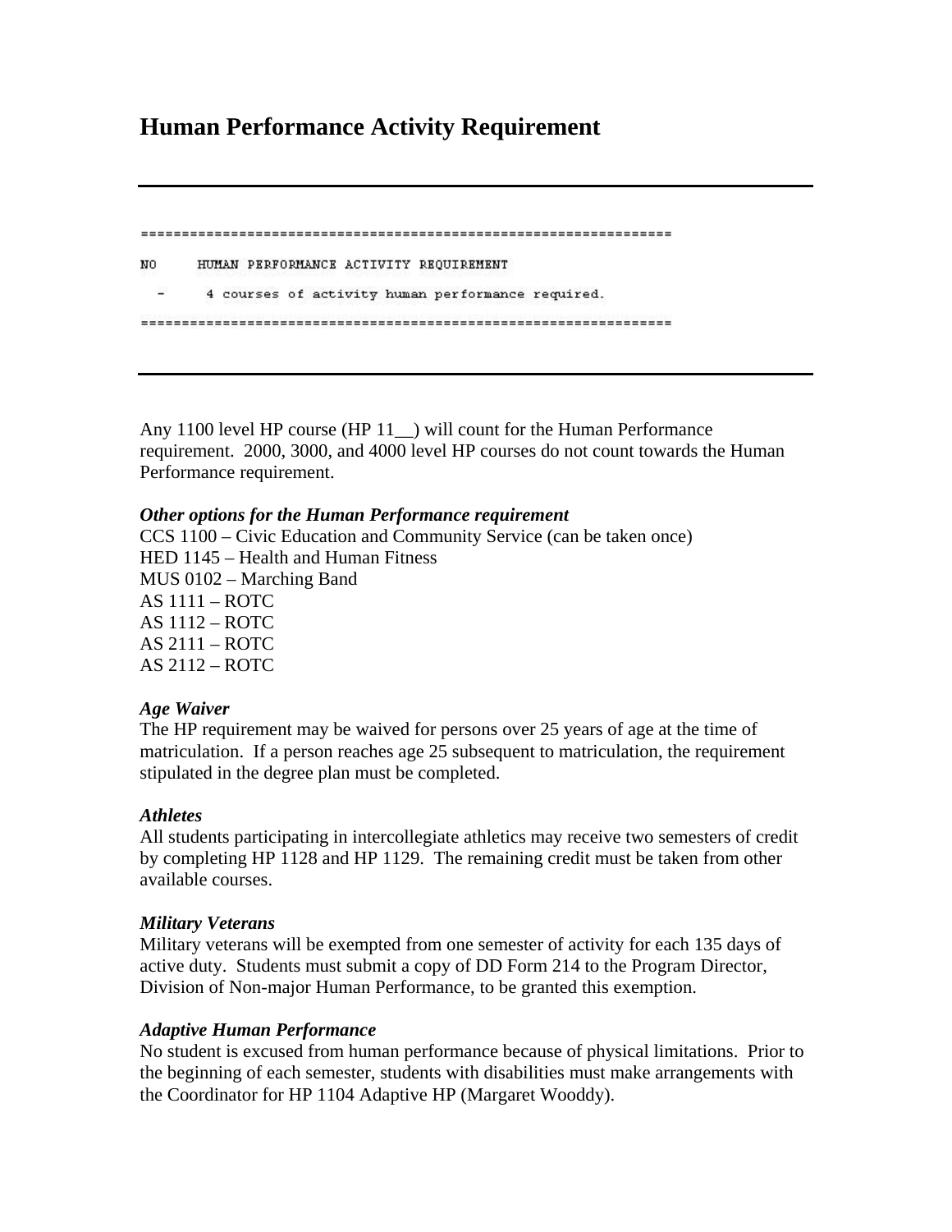# Human Performance Activity Requirement

---

```
================================================================
NO      HUMAN PERFORMANCE ACTIVITY REQUIREMENT
  -      4 courses of activity human performance required.
================================================================
```

---

Any 1100 level HP course (HP 11__) will count for the Human Performance requirement. 2000, 3000, and 4000 level HP courses do not count towards the Human Performance requirement.

***Other options for the Human Performance requirement***

CCS 1100 – Civic Education and Community Service (can be taken once)
HED 1145 – Health and Human Fitness
MUS 0102 – Marching Band
AS 1111 – ROTC
AS 1112 – ROTC
AS 2111 – ROTC
AS 2112 – ROTC

***Age Waiver***

The HP requirement may be waived for persons over 25 years of age at the time of matriculation. If a person reaches age 25 subsequent to matriculation, the requirement stipulated in the degree plan must be completed.

***Athletes***

All students participating in intercollegiate athletics may receive two semesters of credit by completing HP 1128 and HP 1129. The remaining credit must be taken from other available courses.

***Military Veterans***

Military veterans will be exempted from one semester of activity for each 135 days of active duty. Students must submit a copy of DD Form 214 to the Program Director, Division of Non-major Human Performance, to be granted this exemption.

***Adaptive Human Performance***

No student is excused from human performance because of physical limitations. Prior to the beginning of each semester, students with disabilities must make arrangements with the Coordinator for HP 1104 Adaptive HP (Margaret Wooddy).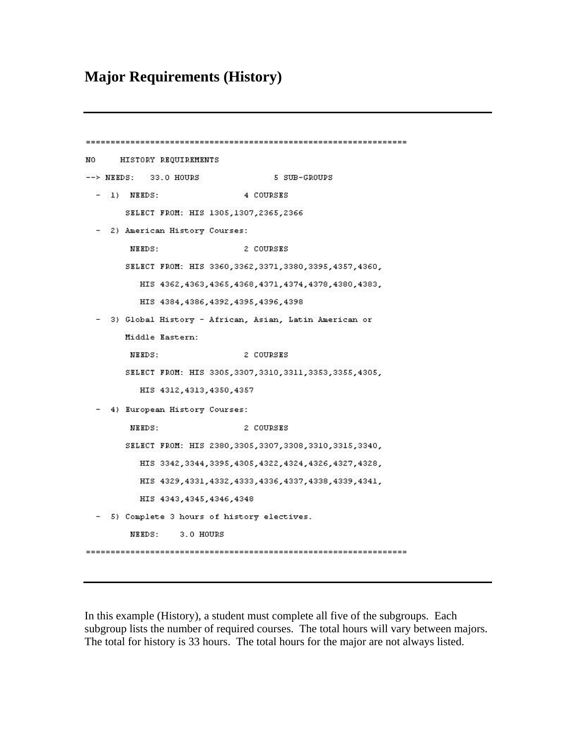## Major Requirements (History)

---

```
===============================================================
NO     HISTORY REQUIREMENTS
--> NEEDS:   33.0 HOURS              5 SUB-GROUPS
  - 1)  NEEDS:                   4 COURSES
       SELECT FROM: HIS 1305,1307,2365,2366
  - 2) American History Courses:
        NEEDS:                   2 COURSES
       SELECT FROM: HIS 3360,3362,3371,3380,3395,4357,4360,
          HIS 4362,4363,4365,4368,4371,4374,4378,4380,4383,
          HIS 4384,4386,4392,4395,4396,4398
  - 3) Global History - African, Asian, Latin American or
       Middle Eastern:
        NEEDS:                   2 COURSES
       SELECT FROM: HIS 3305,3307,3310,3311,3353,3355,4305,
          HIS 4312,4313,4350,4357
  - 4) European History Courses:
        NEEDS:                   2 COURSES
       SELECT FROM: HIS 2380,3305,3307,3308,3310,3315,3340,
          HIS 3342,3344,3395,4305,4322,4324,4326,4327,4328,
          HIS 4329,4331,4332,4333,4336,4337,4338,4339,4341,
          HIS 4343,4345,4346,4348
  - 5) Complete 3 hours of history electives.
        NEEDS:    3.0 HOURS
===============================================================
```

---

In this example (History), a student must complete all five of the subgroups. Each subgroup lists the number of required courses. The total hours will vary between majors. The total for history is 33 hours. The total hours for the major are not always listed.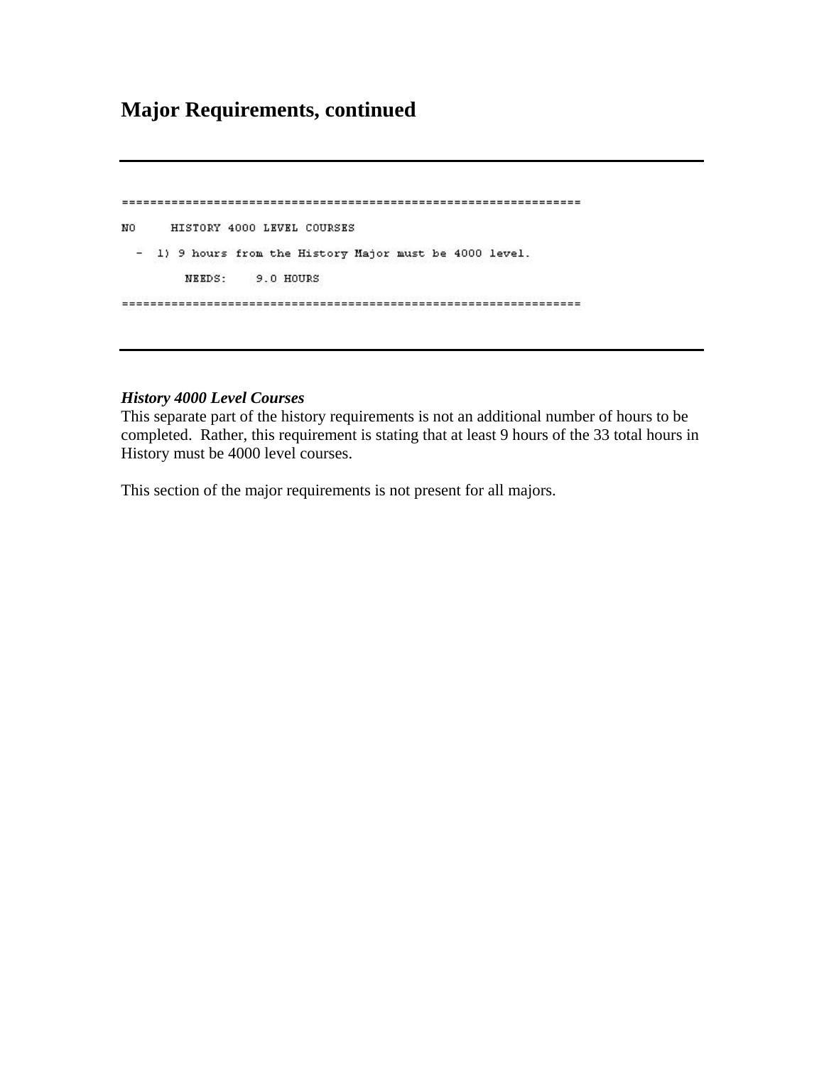## Major Requirements, continued

---

```
=================================================================
NO     HISTORY 4000 LEVEL COURSES
  -  1) 9 hours from the History Major must be 4000 level.
        NEEDS:    9.0 HOURS
=================================================================
```

---

***History 4000 Level Courses***
This separate part of the history requirements is not an additional number of hours to be completed. Rather, this requirement is stating that at least 9 hours of the 33 total hours in History must be 4000 level courses.

This section of the major requirements is not present for all majors.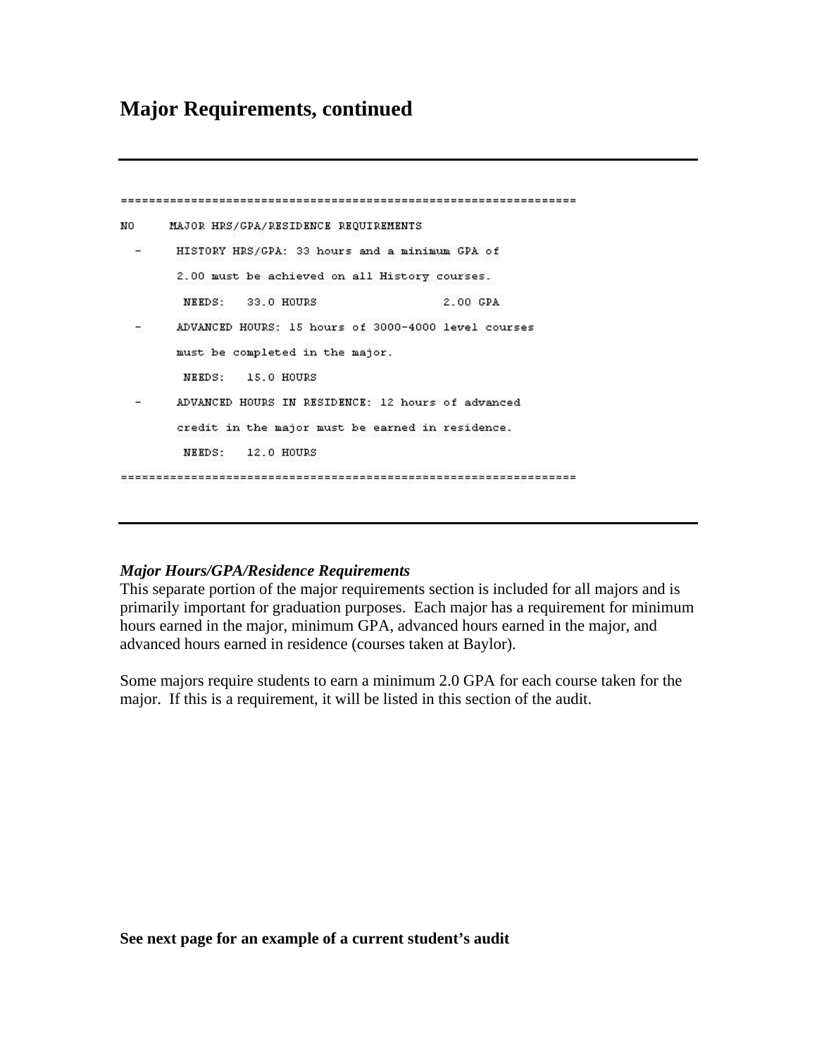## Major Requirements, continued

---

```
================================================================
NO     MAJOR HRS/GPA/RESIDENCE REQUIREMENTS
  -     HISTORY HRS/GPA: 33 hours and a minimum GPA of
        2.00 must be achieved on all History courses.
         NEEDS:   33.0 HOURS                  2.00 GPA
  -     ADVANCED HOURS: 15 hours of 3000-4000 level courses
        must be completed in the major.
         NEEDS:   15.0 HOURS
  -     ADVANCED HOURS IN RESIDENCE: 12 hours of advanced
        credit in the major must be earned in residence.
         NEEDS:   12.0 HOURS
================================================================
```

---

***Major Hours/GPA/Residence Requirements***

This separate portion of the major requirements section is included for all majors and is primarily important for graduation purposes. Each major has a requirement for minimum hours earned in the major, minimum GPA, advanced hours earned in the major, and advanced hours earned in residence (courses taken at Baylor).

Some majors require students to earn a minimum 2.0 GPA for each course taken for the major. If this is a requirement, it will be listed in this section of the audit.

**See next page for an example of a current student's audit**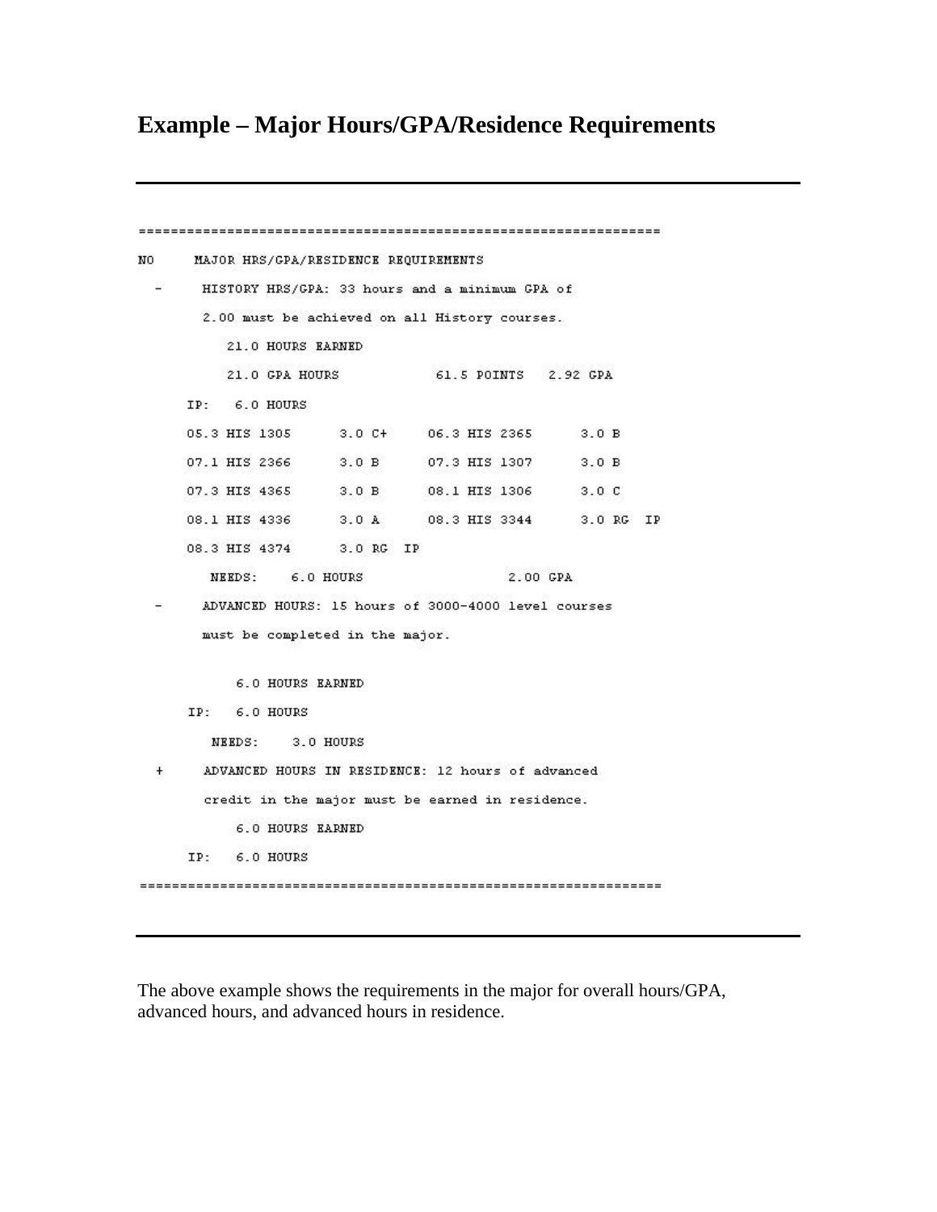# Example – Major Hours/GPA/Residence Requirements

---

```
================================================================
NO      MAJOR HRS/GPA/RESIDENCE REQUIREMENTS
  -      HISTORY HRS/GPA: 33 hours and a minimum GPA of
         2.00 must be achieved on all History courses.
            21.0 HOURS EARNED
            21.0 GPA HOURS           61.5 POINTS   2.92 GPA
      IP:   6.0 HOURS
      05.3 HIS 1305      3.0 C+     06.3 HIS 2365      3.0 B
      07.1 HIS 2366      3.0 B      07.3 HIS 1307      3.0 B
      07.3 HIS 4365      3.0 B      08.1 HIS 1306      3.0 C
      08.1 HIS 4336      3.0 A      08.3 HIS 3344      3.0 RG  IP
      08.3 HIS 4374      3.0 RG  IP
         NEEDS:    6.0 HOURS                   2.00 GPA
  -      ADVANCED HOURS: 15 hours of 3000-4000 level courses
         must be completed in the major.

             6.0 HOURS EARNED
      IP:   6.0 HOURS
         NEEDS:    3.0 HOURS
  +      ADVANCED HOURS IN RESIDENCE: 12 hours of advanced
         credit in the major must be earned in residence.
             6.0 HOURS EARNED
      IP:   6.0 HOURS
================================================================
```

---

The above example shows the requirements in the major for overall hours/GPA, advanced hours, and advanced hours in residence.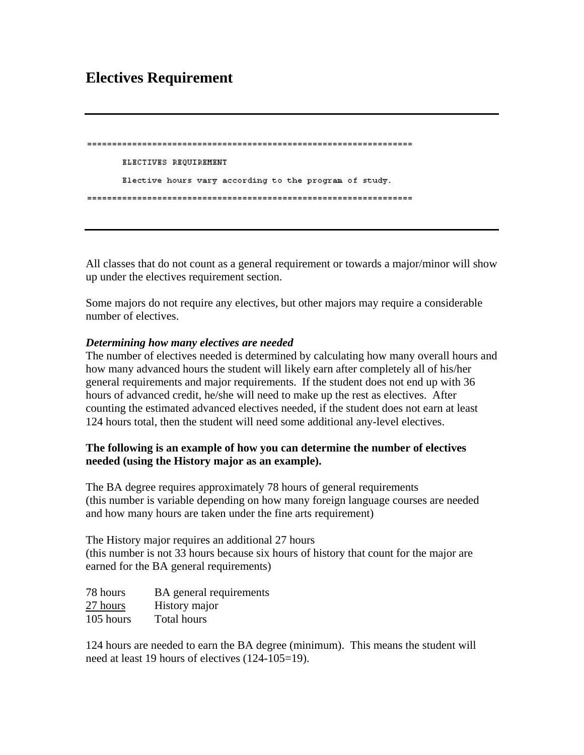# Electives Requirement

---

```
================================================================
       ELECTIVES REQUIREMENT
       Elective hours vary according to the program of study.
================================================================
```

---

All classes that do not count as a general requirement or towards a major/minor will show up under the electives requirement section.

Some majors do not require any electives, but other majors may require a considerable number of electives.

***Determining how many electives are needed***
The number of electives needed is determined by calculating how many overall hours and how many advanced hours the student will likely earn after completely all of his/her general requirements and major requirements. If the student does not end up with 36 hours of advanced credit, he/she will need to make up the rest as electives. After counting the estimated advanced electives needed, if the student does not earn at least 124 hours total, then the student will need some additional any-level electives.

**The following is an example of how you can determine the number of electives needed (using the History major as an example).**

The BA degree requires approximately 78 hours of general requirements
(this number is variable depending on how many foreign language courses are needed and how many hours are taken under the fine arts requirement)

The History major requires an additional 27 hours
(this number is not 33 hours because six hours of history that count for the major are earned for the BA general requirements)

| | |
|---|---|
| 78 hours | BA general requirements |
| 27 hours | History major |
| 105 hours | Total hours |

124 hours are needed to earn the BA degree (minimum). This means the student will need at least 19 hours of electives (124-105=19).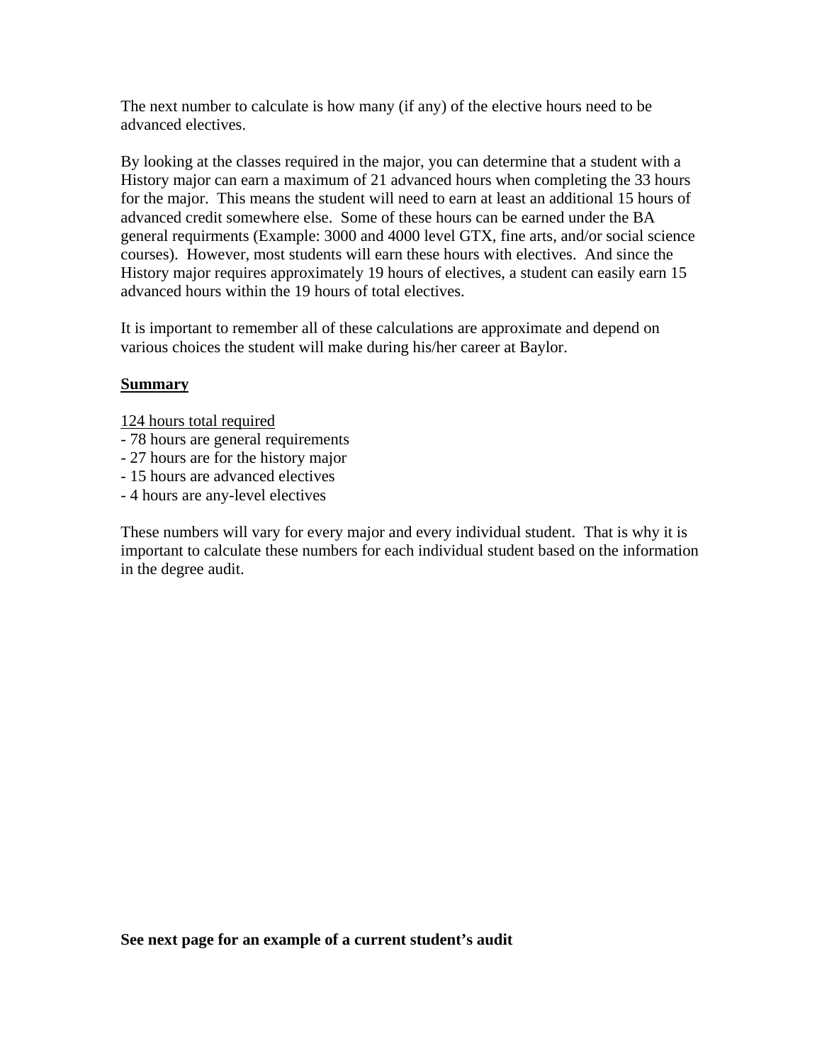The next number to calculate is how many (if any) of the elective hours need to be advanced electives.

By looking at the classes required in the major, you can determine that a student with a History major can earn a maximum of 21 advanced hours when completing the 33 hours for the major. This means the student will need to earn at least an additional 15 hours of advanced credit somewhere else. Some of these hours can be earned under the BA general requirments (Example: 3000 and 4000 level GTX, fine arts, and/or social science courses). However, most students will earn these hours with electives. And since the History major requires approximately 19 hours of electives, a student can easily earn 15 advanced hours within the 19 hours of total electives.

It is important to remember all of these calculations are approximate and depend on various choices the student will make during his/her career at Baylor.

**Summary**

124 hours total required
- 78 hours are general requirements
- 27 hours are for the history major
- 15 hours are advanced electives
- 4 hours are any-level electives

These numbers will vary for every major and every individual student. That is why it is important to calculate these numbers for each individual student based on the information in the degree audit.

**See next page for an example of a current student's audit**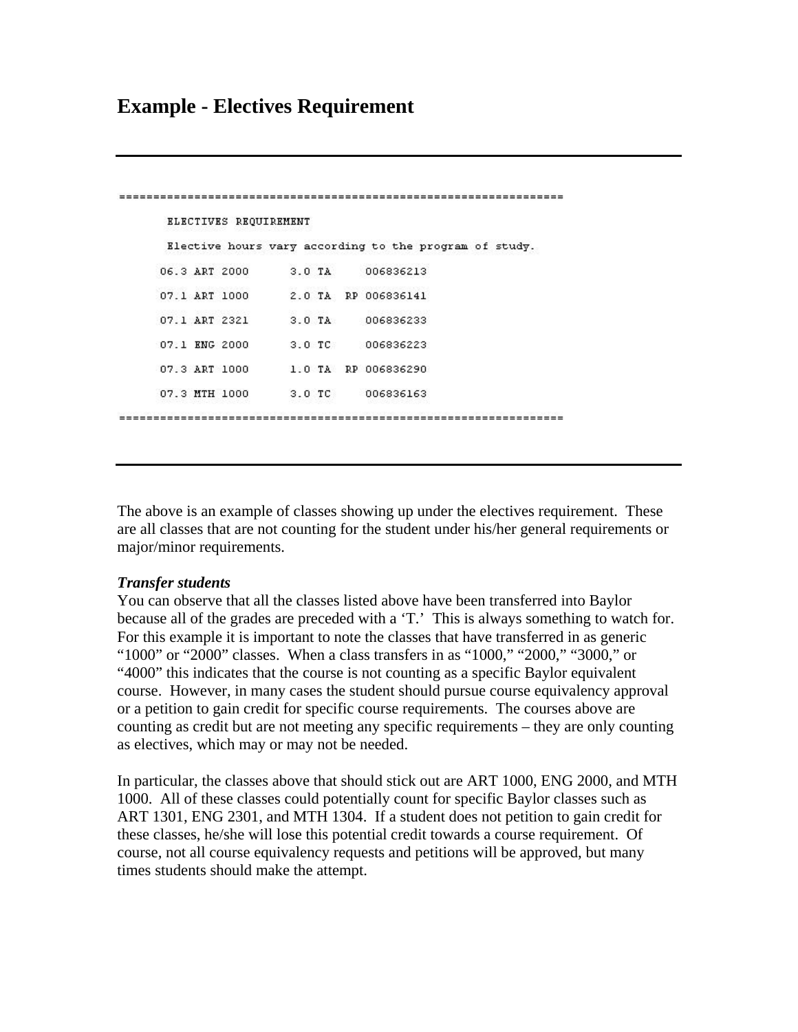# Example - Electives Requirement

---

```
==============================================================
    ELECTIVES REQUIREMENT
    Elective hours vary according to the program of study.
   06.3 ART 2000      3.0 TA      006836213
   07.1 ART 1000      2.0 TA   RP 006836141
   07.1 ART 2321      3.0 TA      006836233
   07.1 ENG 2000      3.0 TC      006836223
   07.3 ART 1000      1.0 TA   RP 006836290
   07.3 MTH 1000      3.0 TC      006836163
==============================================================
```

---

The above is an example of classes showing up under the electives requirement. These are all classes that are not counting for the student under his/her general requirements or major/minor requirements.

***Transfer students***
You can observe that all the classes listed above have been transferred into Baylor because all of the grades are preceded with a 'T.' This is always something to watch for. For this example it is important to note the classes that have transferred in as generic "1000" or "2000" classes. When a class transfers in as "1000," "2000," "3000," or "4000" this indicates that the course is not counting as a specific Baylor equivalent course. However, in many cases the student should pursue course equivalency approval or a petition to gain credit for specific course requirements. The courses above are counting as credit but are not meeting any specific requirements – they are only counting as electives, which may or may not be needed.

In particular, the classes above that should stick out are ART 1000, ENG 2000, and MTH 1000. All of these classes could potentially count for specific Baylor classes such as ART 1301, ENG 2301, and MTH 1304. If a student does not petition to gain credit for these classes, he/she will lose this potential credit towards a course requirement. Of course, not all course equivalency requests and petitions will be approved, but many times students should make the attempt.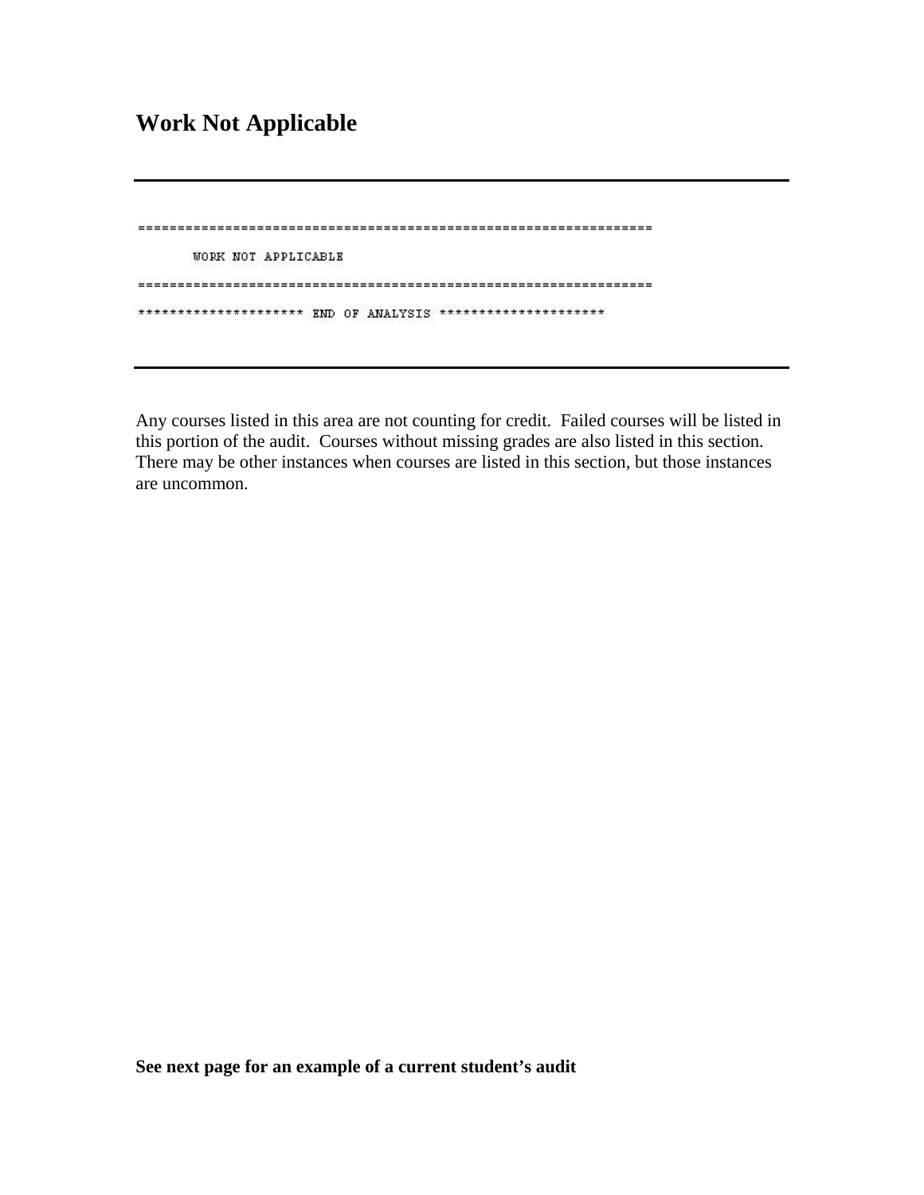## Work Not Applicable

---

```
=================================================================
       WORK NOT APPLICABLE
=================================================================
********************* END OF ANALYSIS *********************
```

---

Any courses listed in this area are not counting for credit. Failed courses will be listed in this portion of the audit. Courses without missing grades are also listed in this section. There may be other instances when courses are listed in this section, but those instances are uncommon.

**See next page for an example of a current student's audit**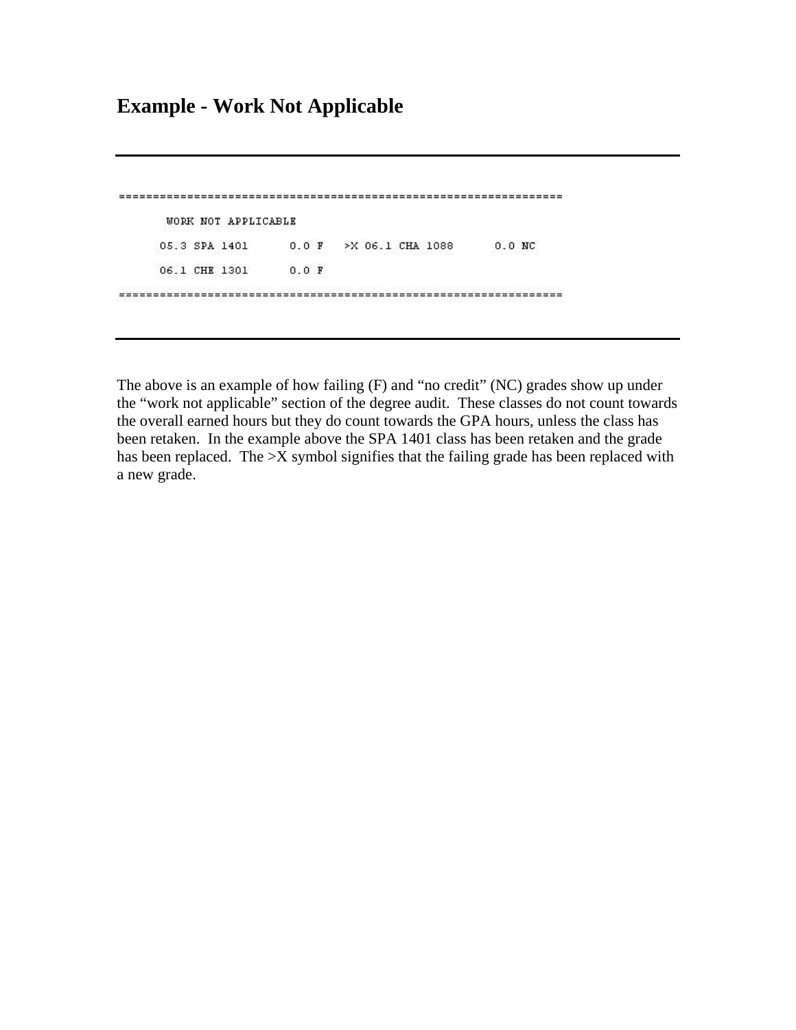# Example - Work Not Applicable

```
================================================================
      WORK NOT APPLICABLE
     05.3 SPA 1401      0.0 F   >X 06.1 CHA 1088      0.0 NC
     06.1 CHE 1301      0.0 F
================================================================
```

The above is an example of how failing (F) and "no credit" (NC) grades show up under the "work not applicable" section of the degree audit. These classes do not count towards the overall earned hours but they do count towards the GPA hours, unless the class has been retaken. In the example above the SPA 1401 class has been retaken and the grade has been replaced. The >X symbol signifies that the failing grade has been replaced with a new grade.